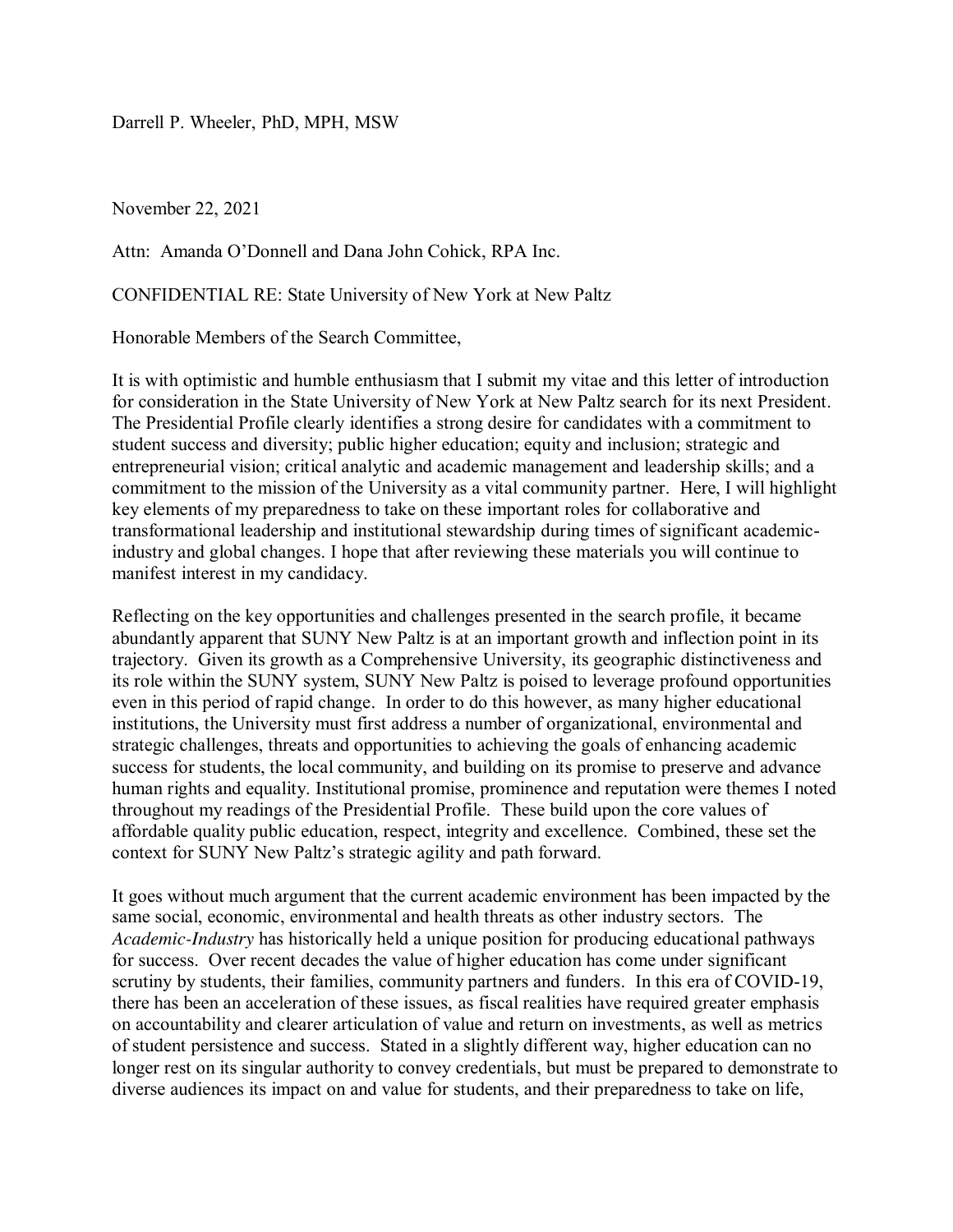Darrell P. Wheeler, PhD, MPH, MSW

November 22, 2021

Attn: Amanda O'Donnell and Dana John Cohick, RPA Inc.

CONFIDENTIAL RE: State University of New York at New Paltz

Honorable Members of the Search Committee,

It is with optimistic and humble enthusiasm that I submit my vitae and this letter of introduction for consideration in the State University of New York at New Paltz search for its next President. The Presidential Profile clearly identifies a strong desire for candidates with a commitment to student success and diversity; public higher education; equity and inclusion; strategic and entrepreneurial vision; critical analytic and academic management and leadership skills; and a commitment to the mission of the University as a vital community partner. Here, I will highlight key elements of my preparedness to take on these important roles for collaborative and transformational leadership and institutional stewardship during times of significant academic-industry and global changes. I hope that after reviewing these materials you will continue to manifest interest in my candidacy.

Reflecting on the key opportunities and challenges presented in the search profile, it became abundantly apparent that SUNY New Paltz is at an important growth and inflection point in its trajectory. Given its growth as a Comprehensive University, its geographic distinctiveness and its role within the SUNY system, SUNY New Paltz is poised to leverage profound opportunities even in this period of rapid change. In order to do this however, as many higher educational institutions, the University must first address a number of organizational, environmental and strategic challenges, threats and opportunities to achieving the goals of enhancing academic success for students, the local community, and building on its promise to preserve and advance human rights and equality. Institutional promise, prominence and reputation were themes I noted throughout my readings of the Presidential Profile. These build upon the core values of affordable quality public education, respect, integrity and excellence. Combined, these set the context for SUNY New Paltz's strategic agility and path forward.

It goes without much argument that the current academic environment has been impacted by the same social, economic, environmental and health threats as other industry sectors. The *Academic-Industry* has historically held a unique position for producing educational pathways for success. Over recent decades the value of higher education has come under significant scrutiny by students, their families, community partners and funders. In this era of COVID-19, there has been an acceleration of these issues, as fiscal realities have required greater emphasis on accountability and clearer articulation of value and return on investments, as well as metrics of student persistence and success. Stated in a slightly different way, higher education can no longer rest on its singular authority to convey credentials, but must be prepared to demonstrate to diverse audiences its impact on and value for students, and their preparedness to take on life,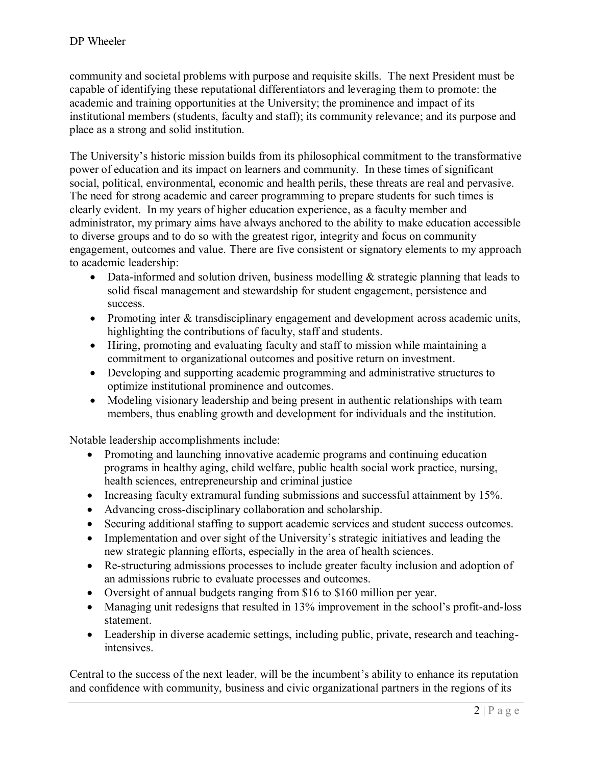community and societal problems with purpose and requisite skills. The next President must be capable of identifying these reputational differentiators and leveraging them to promote: the academic and training opportunities at the University; the prominence and impact of its institutional members (students, faculty and staff); its community relevance; and its purpose and place as a strong and solid institution.

The University's historic mission builds from its philosophical commitment to the transformative power of education and its impact on learners and community. In these times of significant social, political, environmental, economic and health perils, these threats are real and pervasive. The need for strong academic and career programming to prepare students for such times is clearly evident. In my years of higher education experience, as a faculty member and administrator, my primary aims have always anchored to the ability to make education accessible to diverse groups and to do so with the greatest rigor, integrity and focus on community engagement, outcomes and value. There are five consistent or signatory elements to my approach to academic leadership:

- Data-informed and solution driven, business modelling & strategic planning that leads to solid fiscal management and stewardship for student engagement, persistence and success.
- Promoting inter & transdisciplinary engagement and development across academic units, highlighting the contributions of faculty, staff and students.
- Hiring, promoting and evaluating faculty and staff to mission while maintaining a commitment to organizational outcomes and positive return on investment.
- Developing and supporting academic programming and administrative structures to optimize institutional prominence and outcomes.
- Modeling visionary leadership and being present in authentic relationships with team members, thus enabling growth and development for individuals and the institution.

Notable leadership accomplishments include:

- Promoting and launching innovative academic programs and continuing education programs in healthy aging, child welfare, public health social work practice, nursing, health sciences, entrepreneurship and criminal justice
- Increasing faculty extramural funding submissions and successful attainment by 15%.
- Advancing cross-disciplinary collaboration and scholarship.
- Securing additional staffing to support academic services and student success outcomes.
- Implementation and over sight of the University's strategic initiatives and leading the new strategic planning efforts, especially in the area of health sciences.
- Re-structuring admissions processes to include greater faculty inclusion and adoption of an admissions rubric to evaluate processes and outcomes.
- Oversight of annual budgets ranging from $16 to $160 million per year.
- Managing unit redesigns that resulted in 13% improvement in the school's profit-and-loss statement.
- Leadership in diverse academic settings, including public, private, research and teaching-intensives.

Central to the success of the next leader, will be the incumbent's ability to enhance its reputation and confidence with community, business and civic organizational partners in the regions of its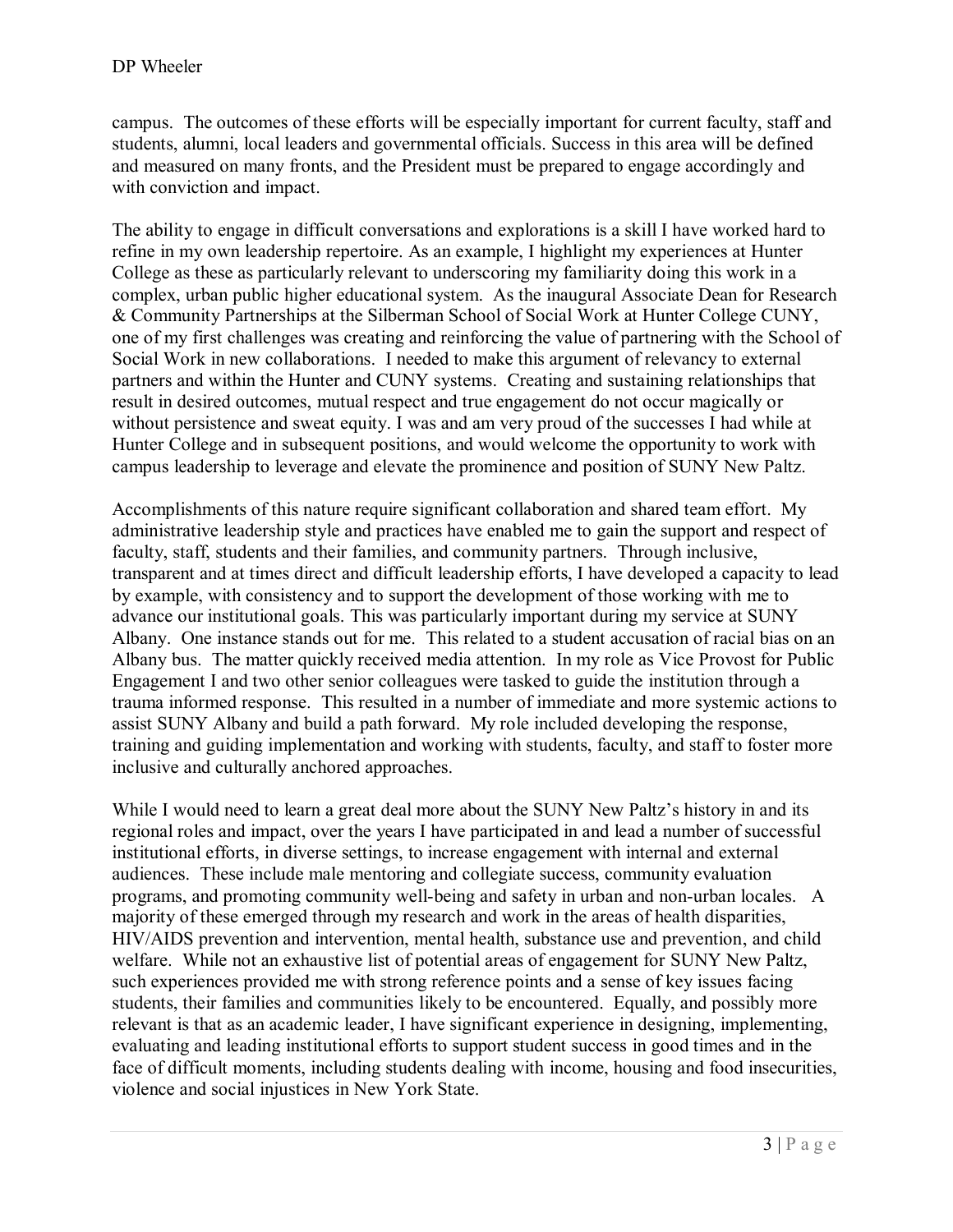campus. The outcomes of these efforts will be especially important for current faculty, staff and students, alumni, local leaders and governmental officials. Success in this area will be defined and measured on many fronts, and the President must be prepared to engage accordingly and with conviction and impact.

The ability to engage in difficult conversations and explorations is a skill I have worked hard to refine in my own leadership repertoire. As an example, I highlight my experiences at Hunter College as these as particularly relevant to underscoring my familiarity doing this work in a complex, urban public higher educational system. As the inaugural Associate Dean for Research & Community Partnerships at the Silberman School of Social Work at Hunter College CUNY, one of my first challenges was creating and reinforcing the value of partnering with the School of Social Work in new collaborations. I needed to make this argument of relevancy to external partners and within the Hunter and CUNY systems. Creating and sustaining relationships that result in desired outcomes, mutual respect and true engagement do not occur magically or without persistence and sweat equity. I was and am very proud of the successes I had while at Hunter College and in subsequent positions, and would welcome the opportunity to work with campus leadership to leverage and elevate the prominence and position of SUNY New Paltz.

Accomplishments of this nature require significant collaboration and shared team effort. My administrative leadership style and practices have enabled me to gain the support and respect of faculty, staff, students and their families, and community partners. Through inclusive, transparent and at times direct and difficult leadership efforts, I have developed a capacity to lead by example, with consistency and to support the development of those working with me to advance our institutional goals. This was particularly important during my service at SUNY Albany. One instance stands out for me. This related to a student accusation of racial bias on an Albany bus. The matter quickly received media attention. In my role as Vice Provost for Public Engagement I and two other senior colleagues were tasked to guide the institution through a trauma informed response. This resulted in a number of immediate and more systemic actions to assist SUNY Albany and build a path forward. My role included developing the response, training and guiding implementation and working with students, faculty, and staff to foster more inclusive and culturally anchored approaches.

While I would need to learn a great deal more about the SUNY New Paltz's history in and its regional roles and impact, over the years I have participated in and lead a number of successful institutional efforts, in diverse settings, to increase engagement with internal and external audiences. These include male mentoring and collegiate success, community evaluation programs, and promoting community well-being and safety in urban and non-urban locales. A majority of these emerged through my research and work in the areas of health disparities, HIV/AIDS prevention and intervention, mental health, substance use and prevention, and child welfare. While not an exhaustive list of potential areas of engagement for SUNY New Paltz, such experiences provided me with strong reference points and a sense of key issues facing students, their families and communities likely to be encountered. Equally, and possibly more relevant is that as an academic leader, I have significant experience in designing, implementing, evaluating and leading institutional efforts to support student success in good times and in the face of difficult moments, including students dealing with income, housing and food insecurities, violence and social injustices in New York State.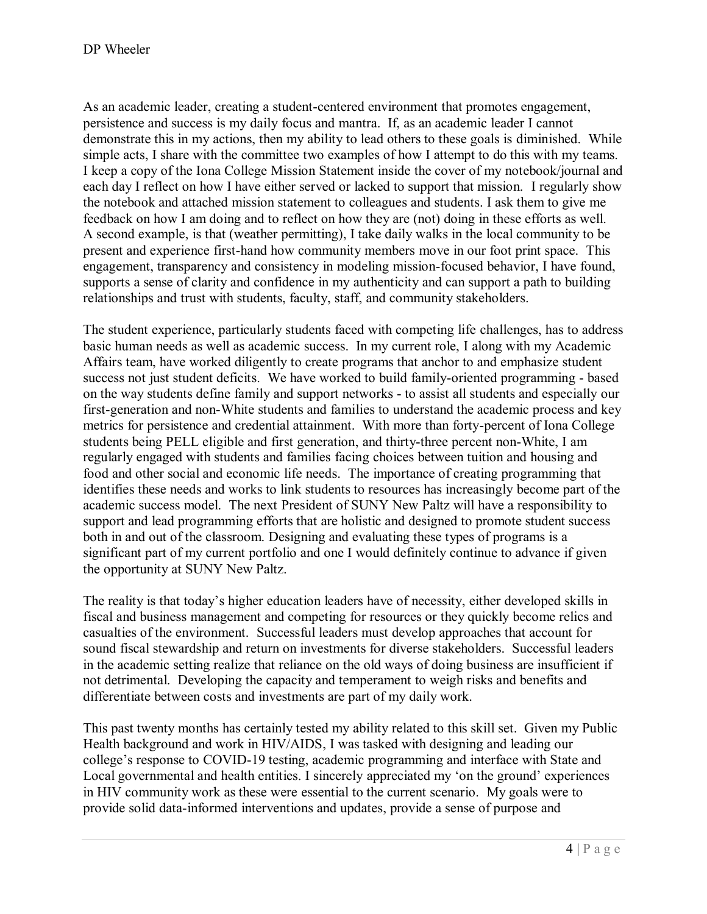As an academic leader, creating a student-centered environment that promotes engagement, persistence and success is my daily focus and mantra. If, as an academic leader I cannot demonstrate this in my actions, then my ability to lead others to these goals is diminished. While simple acts, I share with the committee two examples of how I attempt to do this with my teams. I keep a copy of the Iona College Mission Statement inside the cover of my notebook/journal and each day I reflect on how I have either served or lacked to support that mission. I regularly show the notebook and attached mission statement to colleagues and students. I ask them to give me feedback on how I am doing and to reflect on how they are (not) doing in these efforts as well. A second example, is that (weather permitting), I take daily walks in the local community to be present and experience first-hand how community members move in our foot print space. This engagement, transparency and consistency in modeling mission-focused behavior, I have found, supports a sense of clarity and confidence in my authenticity and can support a path to building relationships and trust with students, faculty, staff, and community stakeholders.

The student experience, particularly students faced with competing life challenges, has to address basic human needs as well as academic success. In my current role, I along with my Academic Affairs team, have worked diligently to create programs that anchor to and emphasize student success not just student deficits. We have worked to build family-oriented programming - based on the way students define family and support networks - to assist all students and especially our first-generation and non-White students and families to understand the academic process and key metrics for persistence and credential attainment. With more than forty-percent of Iona College students being PELL eligible and first generation, and thirty-three percent non-White, I am regularly engaged with students and families facing choices between tuition and housing and food and other social and economic life needs. The importance of creating programming that identifies these needs and works to link students to resources has increasingly become part of the academic success model. The next President of SUNY New Paltz will have a responsibility to support and lead programming efforts that are holistic and designed to promote student success both in and out of the classroom. Designing and evaluating these types of programs is a significant part of my current portfolio and one I would definitely continue to advance if given the opportunity at SUNY New Paltz.

The reality is that today's higher education leaders have of necessity, either developed skills in fiscal and business management and competing for resources or they quickly become relics and casualties of the environment. Successful leaders must develop approaches that account for sound fiscal stewardship and return on investments for diverse stakeholders. Successful leaders in the academic setting realize that reliance on the old ways of doing business are insufficient if not detrimental. Developing the capacity and temperament to weigh risks and benefits and differentiate between costs and investments are part of my daily work.

This past twenty months has certainly tested my ability related to this skill set. Given my Public Health background and work in HIV/AIDS, I was tasked with designing and leading our college's response to COVID-19 testing, academic programming and interface with State and Local governmental and health entities. I sincerely appreciated my 'on the ground' experiences in HIV community work as these were essential to the current scenario. My goals were to provide solid data-informed interventions and updates, provide a sense of purpose and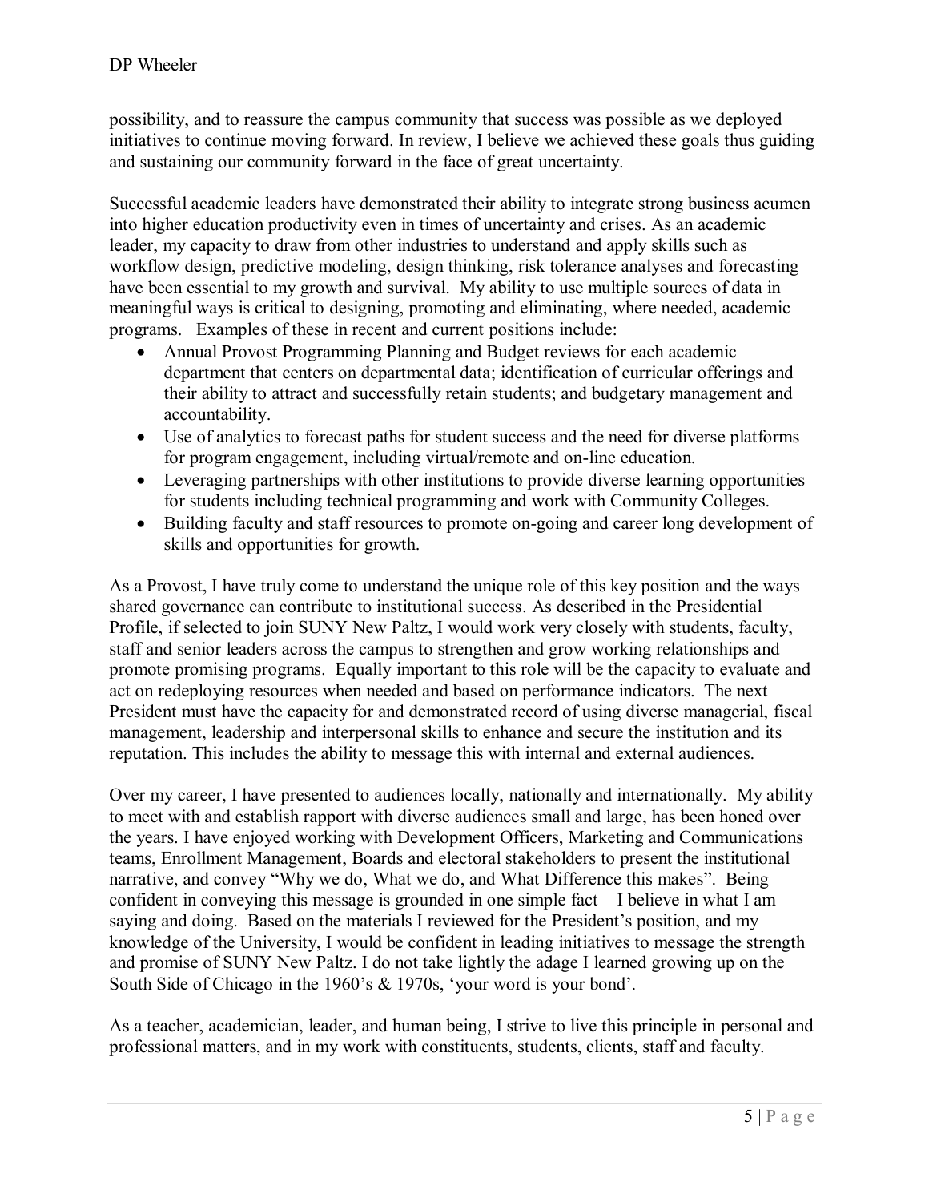possibility, and to reassure the campus community that success was possible as we deployed initiatives to continue moving forward. In review, I believe we achieved these goals thus guiding and sustaining our community forward in the face of great uncertainty.

Successful academic leaders have demonstrated their ability to integrate strong business acumen into higher education productivity even in times of uncertainty and crises. As an academic leader, my capacity to draw from other industries to understand and apply skills such as workflow design, predictive modeling, design thinking, risk tolerance analyses and forecasting have been essential to my growth and survival. My ability to use multiple sources of data in meaningful ways is critical to designing, promoting and eliminating, where needed, academic programs. Examples of these in recent and current positions include:

- Annual Provost Programming Planning and Budget reviews for each academic department that centers on departmental data; identification of curricular offerings and their ability to attract and successfully retain students; and budgetary management and accountability.
- Use of analytics to forecast paths for student success and the need for diverse platforms for program engagement, including virtual/remote and on-line education.
- Leveraging partnerships with other institutions to provide diverse learning opportunities for students including technical programming and work with Community Colleges.
- Building faculty and staff resources to promote on-going and career long development of skills and opportunities for growth.

As a Provost, I have truly come to understand the unique role of this key position and the ways shared governance can contribute to institutional success. As described in the Presidential Profile, if selected to join SUNY New Paltz, I would work very closely with students, faculty, staff and senior leaders across the campus to strengthen and grow working relationships and promote promising programs. Equally important to this role will be the capacity to evaluate and act on redeploying resources when needed and based on performance indicators. The next President must have the capacity for and demonstrated record of using diverse managerial, fiscal management, leadership and interpersonal skills to enhance and secure the institution and its reputation. This includes the ability to message this with internal and external audiences.

Over my career, I have presented to audiences locally, nationally and internationally. My ability to meet with and establish rapport with diverse audiences small and large, has been honed over the years. I have enjoyed working with Development Officers, Marketing and Communications teams, Enrollment Management, Boards and electoral stakeholders to present the institutional narrative, and convey "Why we do, What we do, and What Difference this makes". Being confident in conveying this message is grounded in one simple fact – I believe in what I am saying and doing. Based on the materials I reviewed for the President's position, and my knowledge of the University, I would be confident in leading initiatives to message the strength and promise of SUNY New Paltz. I do not take lightly the adage I learned growing up on the South Side of Chicago in the 1960's & 1970s, 'your word is your bond'.

As a teacher, academician, leader, and human being, I strive to live this principle in personal and professional matters, and in my work with constituents, students, clients, staff and faculty.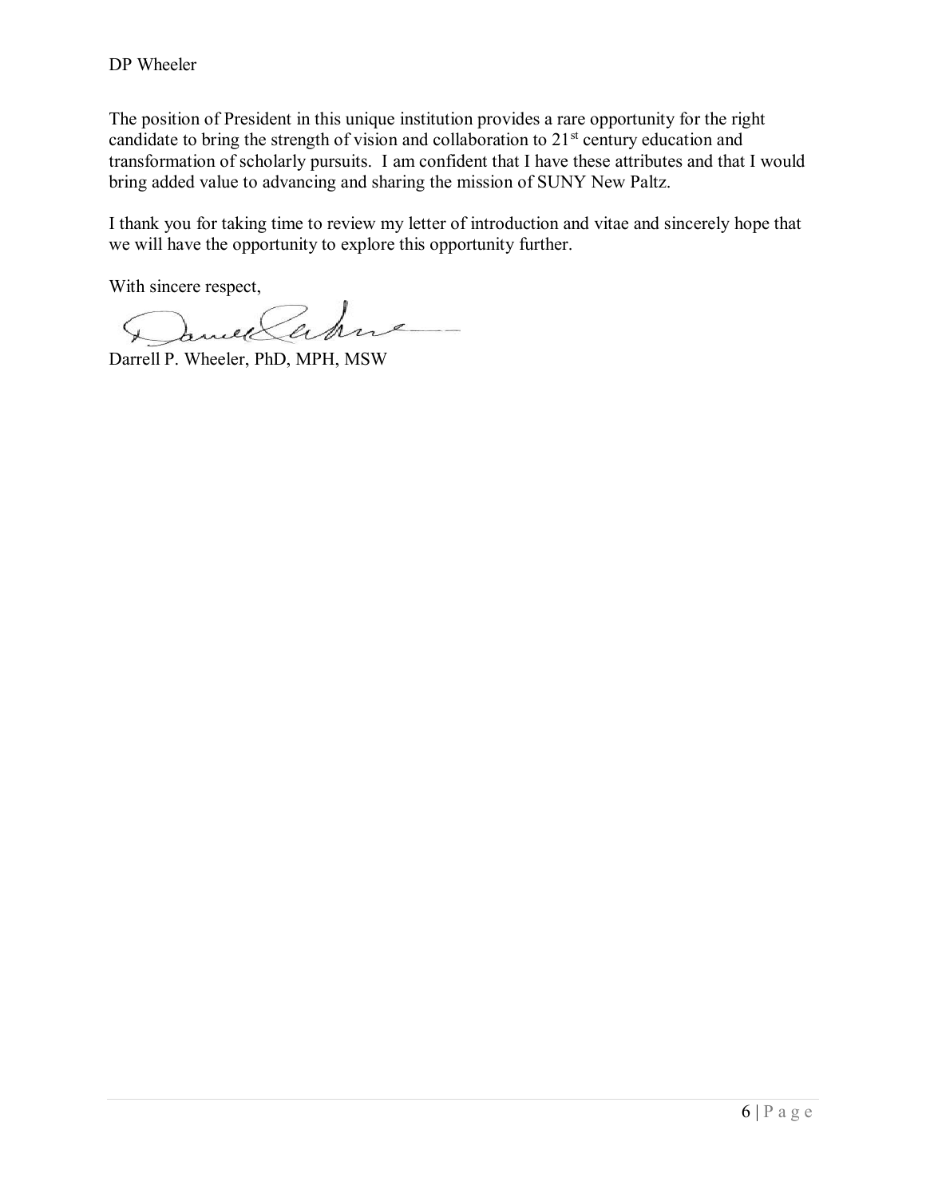The position of President in this unique institution provides a rare opportunity for the right candidate to bring the strength of vision and collaboration to 21st century education and transformation of scholarly pursuits. I am confident that I have these attributes and that I would bring added value to advancing and sharing the mission of SUNY New Paltz.

I thank you for taking time to review my letter of introduction and vitae and sincerely hope that we will have the opportunity to explore this opportunity further.

With sincere respect,

Darrell P. Wheeler, PhD, MPH, MSW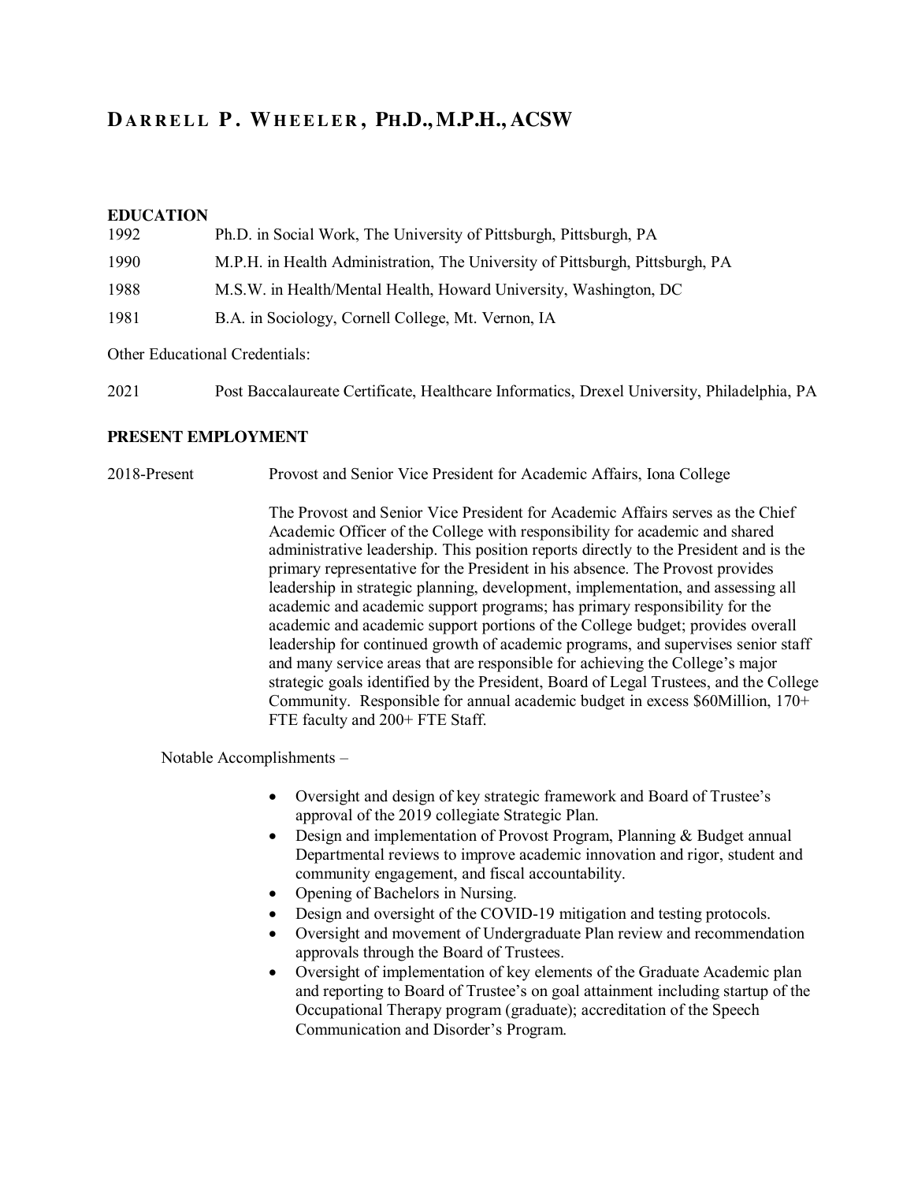# Darrell P. Wheeler, Ph.D., M.P.H., ACSW

## EDUCATION

1992 Ph.D. in Social Work, The University of Pittsburgh, Pittsburgh, PA

1990 M.P.H. in Health Administration, The University of Pittsburgh, Pittsburgh, PA

1988 M.S.W. in Health/Mental Health, Howard University, Washington, DC

1981 B.A. in Sociology, Cornell College, Mt. Vernon, IA

Other Educational Credentials:

2021 Post Baccalaureate Certificate, Healthcare Informatics, Drexel University, Philadelphia, PA

## PRESENT EMPLOYMENT

2018-Present Provost and Senior Vice President for Academic Affairs, Iona College

The Provost and Senior Vice President for Academic Affairs serves as the Chief Academic Officer of the College with responsibility for academic and shared administrative leadership. This position reports directly to the President and is the primary representative for the President in his absence. The Provost provides leadership in strategic planning, development, implementation, and assessing all academic and academic support programs; has primary responsibility for the academic and academic support portions of the College budget; provides overall leadership for continued growth of academic programs, and supervises senior staff and many service areas that are responsible for achieving the College's major strategic goals identified by the President, Board of Legal Trustees, and the College Community. Responsible for annual academic budget in excess $60Million, 170+ FTE faculty and 200+ FTE Staff.

Notable Accomplishments –

- Oversight and design of key strategic framework and Board of Trustee's approval of the 2019 collegiate Strategic Plan.
- Design and implementation of Provost Program, Planning & Budget annual Departmental reviews to improve academic innovation and rigor, student and community engagement, and fiscal accountability.
- Opening of Bachelors in Nursing.
- Design and oversight of the COVID-19 mitigation and testing protocols.
- Oversight and movement of Undergraduate Plan review and recommendation approvals through the Board of Trustees.
- Oversight of implementation of key elements of the Graduate Academic plan and reporting to Board of Trustee's on goal attainment including startup of the Occupational Therapy program (graduate); accreditation of the Speech Communication and Disorder's Program.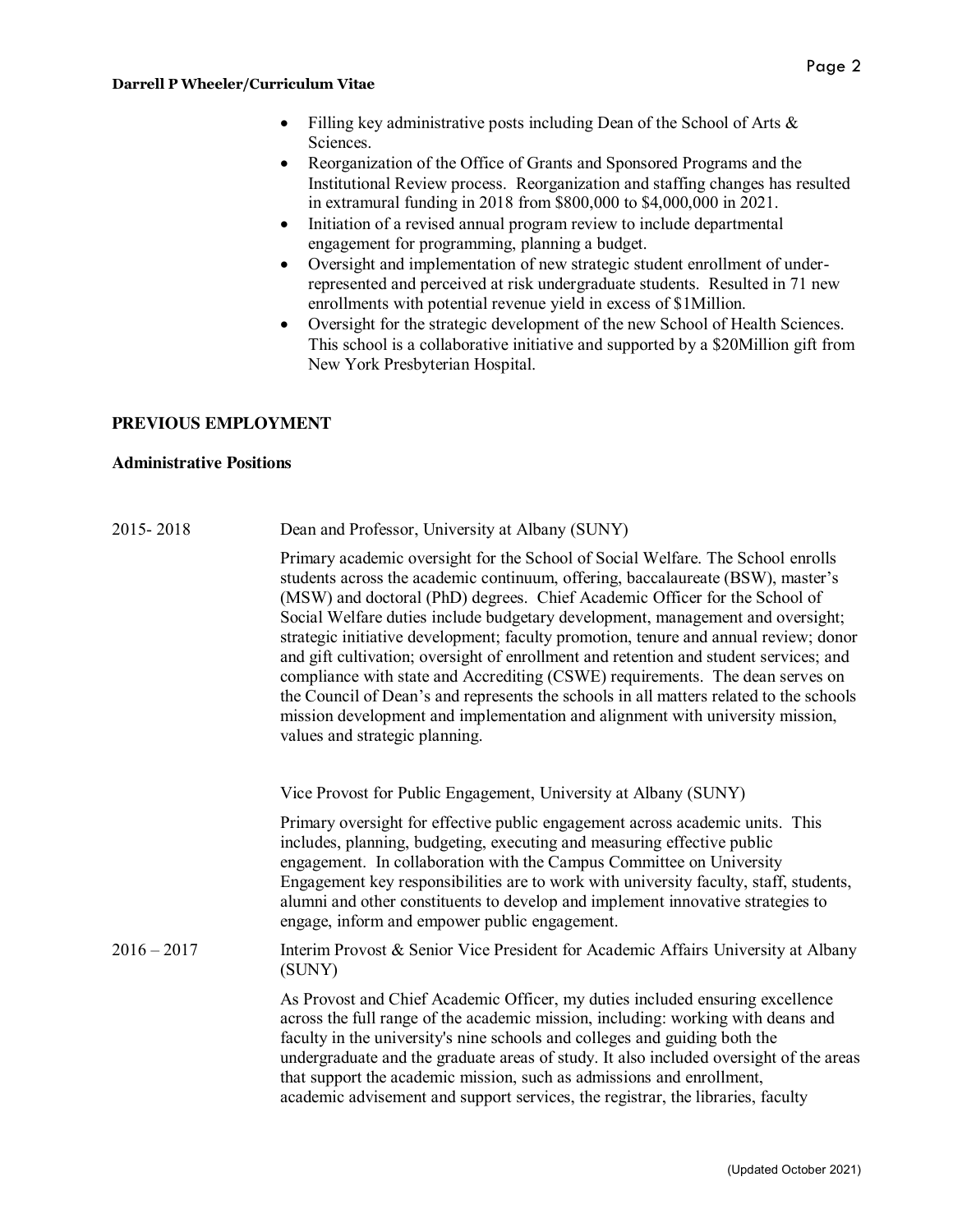- Filling key administrative posts including Dean of the School of Arts & Sciences.
- Reorganization of the Office of Grants and Sponsored Programs and the Institutional Review process. Reorganization and staffing changes has resulted in extramural funding in 2018 from $800,000 to $4,000,000 in 2021.
- Initiation of a revised annual program review to include departmental engagement for programming, planning a budget.
- Oversight and implementation of new strategic student enrollment of under-represented and perceived at risk undergraduate students. Resulted in 71 new enrollments with potential revenue yield in excess of $1Million.
- Oversight for the strategic development of the new School of Health Sciences. This school is a collaborative initiative and supported by a $20Million gift from New York Presbyterian Hospital.

## PREVIOUS EMPLOYMENT

### Administrative Positions

**2015- 2018** Dean and Professor, University at Albany (SUNY)

Primary academic oversight for the School of Social Welfare. The School enrolls students across the academic continuum, offering, baccalaureate (BSW), master's (MSW) and doctoral (PhD) degrees. Chief Academic Officer for the School of Social Welfare duties include budgetary development, management and oversight; strategic initiative development; faculty promotion, tenure and annual review; donor and gift cultivation; oversight of enrollment and retention and student services; and compliance with state and Accrediting (CSWE) requirements. The dean serves on the Council of Dean's and represents the schools in all matters related to the schools mission development and implementation and alignment with university mission, values and strategic planning.

Vice Provost for Public Engagement, University at Albany (SUNY)

Primary oversight for effective public engagement across academic units. This includes, planning, budgeting, executing and measuring effective public engagement. In collaboration with the Campus Committee on University Engagement key responsibilities are to work with university faculty, staff, students, alumni and other constituents to develop and implement innovative strategies to engage, inform and empower public engagement.

**2016 – 2017** Interim Provost & Senior Vice President for Academic Affairs University at Albany (SUNY)

As Provost and Chief Academic Officer, my duties included ensuring excellence across the full range of the academic mission, including: working with deans and faculty in the university's nine schools and colleges and guiding both the undergraduate and the graduate areas of study. It also included oversight of the areas that support the academic mission, such as admissions and enrollment, academic advisement and support services, the registrar, the libraries, faculty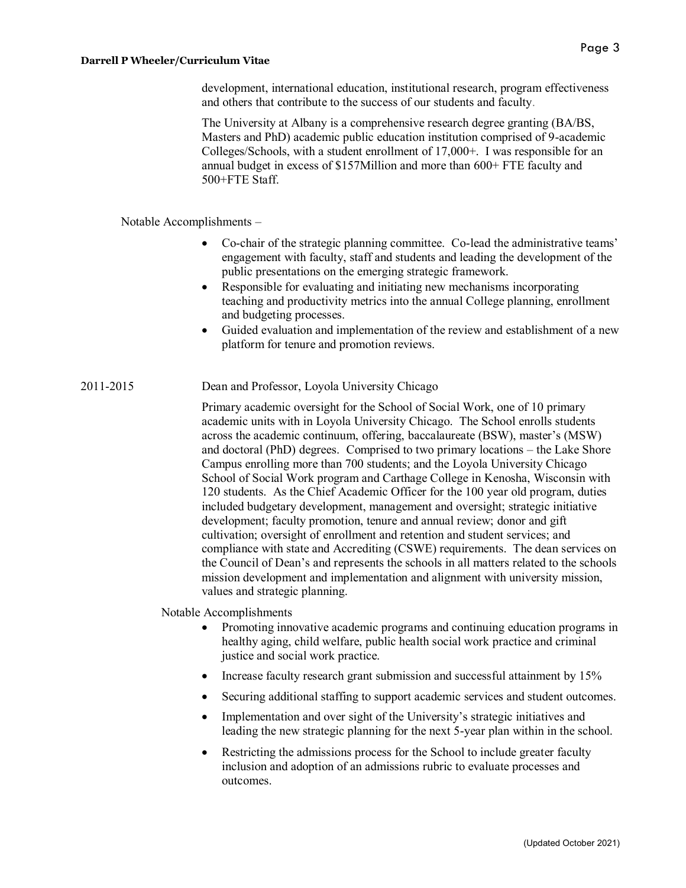development, international education, institutional research, program effectiveness and others that contribute to the success of our students and faculty.

The University at Albany is a comprehensive research degree granting (BA/BS, Masters and PhD) academic public education institution comprised of 9-academic Colleges/Schools, with a student enrollment of 17,000+. I was responsible for an annual budget in excess of $157Million and more than 600+ FTE faculty and 500+FTE Staff.

Notable Accomplishments –

- Co-chair of the strategic planning committee. Co-lead the administrative teams' engagement with faculty, staff and students and leading the development of the public presentations on the emerging strategic framework.
- Responsible for evaluating and initiating new mechanisms incorporating teaching and productivity metrics into the annual College planning, enrollment and budgeting processes.
- Guided evaluation and implementation of the review and establishment of a new platform for tenure and promotion reviews.

2011-2015 Dean and Professor, Loyola University Chicago

Primary academic oversight for the School of Social Work, one of 10 primary academic units with in Loyola University Chicago. The School enrolls students across the academic continuum, offering, baccalaureate (BSW), master's (MSW) and doctoral (PhD) degrees. Comprised to two primary locations – the Lake Shore Campus enrolling more than 700 students; and the Loyola University Chicago School of Social Work program and Carthage College in Kenosha, Wisconsin with 120 students. As the Chief Academic Officer for the 100 year old program, duties included budgetary development, management and oversight; strategic initiative development; faculty promotion, tenure and annual review; donor and gift cultivation; oversight of enrollment and retention and student services; and compliance with state and Accrediting (CSWE) requirements. The dean services on the Council of Dean's and represents the schools in all matters related to the schools mission development and implementation and alignment with university mission, values and strategic planning.

Notable Accomplishments

- Promoting innovative academic programs and continuing education programs in healthy aging, child welfare, public health social work practice and criminal justice and social work practice.
- Increase faculty research grant submission and successful attainment by 15%
- Securing additional staffing to support academic services and student outcomes.
- Implementation and over sight of the University's strategic initiatives and leading the new strategic planning for the next 5-year plan within in the school.
- Restricting the admissions process for the School to include greater faculty inclusion and adoption of an admissions rubric to evaluate processes and outcomes.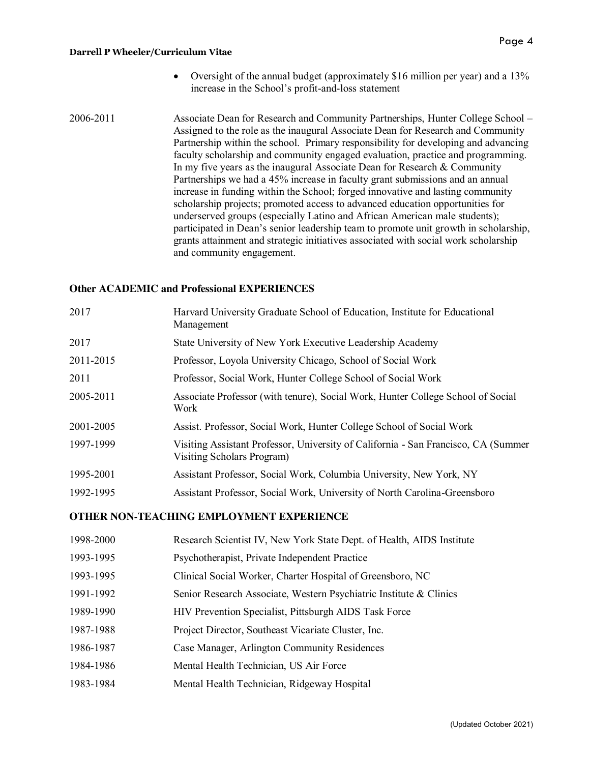- Oversight of the annual budget (approximately $16 million per year) and a 13% increase in the School's profit-and-loss statement

2006-2011 Associate Dean for Research and Community Partnerships, Hunter College School – Assigned to the role as the inaugural Associate Dean for Research and Community Partnership within the school. Primary responsibility for developing and advancing faculty scholarship and community engaged evaluation, practice and programming. In my five years as the inaugural Associate Dean for Research & Community Partnerships we had a 45% increase in faculty grant submissions and an annual increase in funding within the School; forged innovative and lasting community scholarship projects; promoted access to advanced education opportunities for underserved groups (especially Latino and African American male students); participated in Dean's senior leadership team to promote unit growth in scholarship, grants attainment and strategic initiatives associated with social work scholarship and community engagement.

## Other ACADEMIC and Professional EXPERIENCES

| | |
|---|---|
| 2017 | Harvard University Graduate School of Education, Institute for Educational Management |
| 2017 | State University of New York Executive Leadership Academy |
| 2011-2015 | Professor, Loyola University Chicago, School of Social Work |
| 2011 | Professor, Social Work, Hunter College School of Social Work |
| 2005-2011 | Associate Professor (with tenure), Social Work, Hunter College School of Social Work |
| 2001-2005 | Assist. Professor, Social Work, Hunter College School of Social Work |
| 1997-1999 | Visiting Assistant Professor, University of California - San Francisco, CA (Summer Visiting Scholars Program) |
| 1995-2001 | Assistant Professor, Social Work, Columbia University, New York, NY |
| 1992-1995 | Assistant Professor, Social Work, University of North Carolina-Greensboro |

## OTHER NON-TEACHING EMPLOYMENT EXPERIENCE

| | |
|---|---|
| 1998-2000 | Research Scientist IV, New York State Dept. of Health, AIDS Institute |
| 1993-1995 | Psychotherapist, Private Independent Practice |
| 1993-1995 | Clinical Social Worker, Charter Hospital of Greensboro, NC |
| 1991-1992 | Senior Research Associate, Western Psychiatric Institute & Clinics |
| 1989-1990 | HIV Prevention Specialist, Pittsburgh AIDS Task Force |
| 1987-1988 | Project Director, Southeast Vicariate Cluster, Inc. |
| 1986-1987 | Case Manager, Arlington Community Residences |
| 1984-1986 | Mental Health Technician, US Air Force |
| 1983-1984 | Mental Health Technician, Ridgeway Hospital |

(Updated October 2021)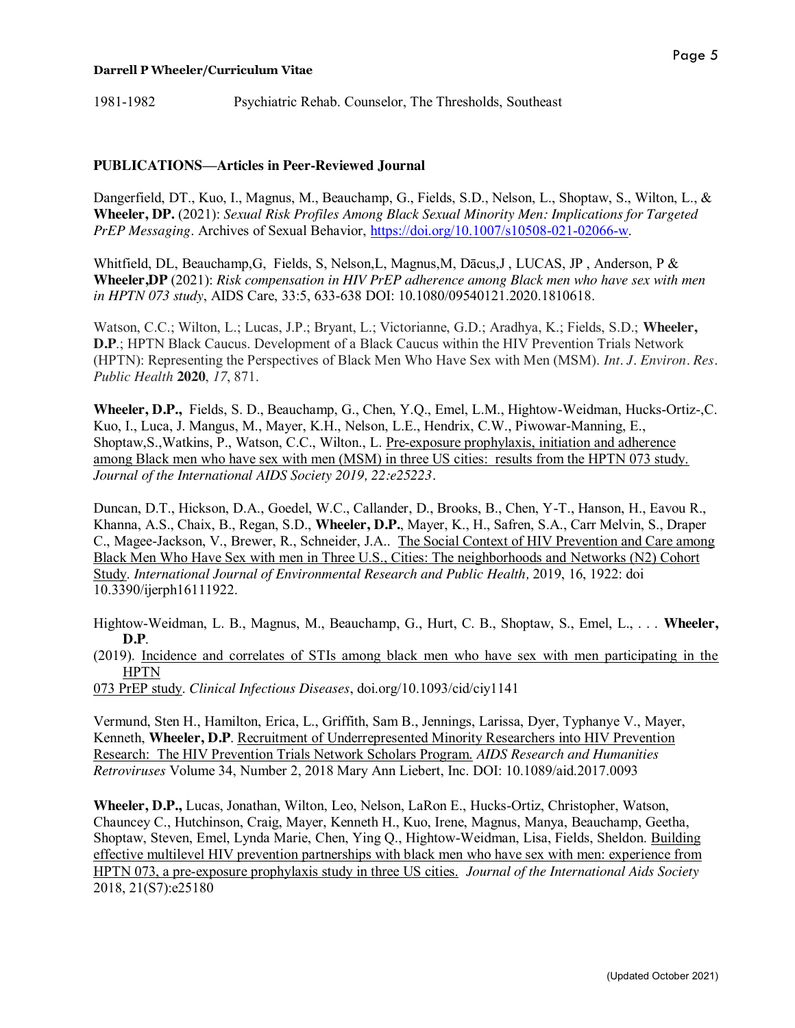1981-1982 Psychiatric Rehab. Counselor, The Thresholds, Southeast

## PUBLICATIONS—Articles in Peer-Reviewed Journal

Dangerfield, DT., Kuo, I., Magnus, M., Beauchamp, G., Fields, S.D., Nelson, L., Shoptaw, S., Wilton, L., & **Wheeler, DP.** (2021): *Sexual Risk Profiles Among Black Sexual Minority Men: Implications for Targeted PrEP Messaging.* Archives of Sexual Behavior, https://doi.org/10.1007/s10508-021-02066-w.

Whitfield, DL, Beauchamp,G, Fields, S, Nelson,L, Magnus,M, Dācus,J , LUCAS, JP , Anderson, P & **Wheeler,DP** (2021): *Risk compensation in HIV PrEP adherence among Black men who have sex with men in HPTN 073 study*, AIDS Care, 33:5, 633-638 DOI: 10.1080/09540121.2020.1810618.

Watson, C.C.; Wilton, L.; Lucas, J.P.; Bryant, L.; Victorianne, G.D.; Aradhya, K.; Fields, S.D.; **Wheeler, D.P**.; HPTN Black Caucus. Development of a Black Caucus within the HIV Prevention Trials Network (HPTN): Representing the Perspectives of Black Men Who Have Sex with Men (MSM). *Int. J. Environ. Res. Public Health* **2020**, *17*, 871.

**Wheeler, D.P.,** Fields, S. D., Beauchamp, G., Chen, Y.Q., Emel, L.M., Hightow-Weidman, Hucks-Ortiz-,C. Kuo, I., Luca, J. Mangus, M., Mayer, K.H., Nelson, L.E., Hendrix, C.W., Piwowar-Manning, E., Shoptaw,S.,Watkins, P., Watson, C.C., Wilton., L. Pre-exposure prophylaxis, initiation and adherence among Black men who have sex with men (MSM) in three US cities: results from the HPTN 073 study. *Journal of the International AIDS Society 2019, 22:e25223*.

Duncan, D.T., Hickson, D.A., Goedel, W.C., Callander, D., Brooks, B., Chen, Y-T., Hanson, H., Eavou R., Khanna, A.S., Chaix, B., Regan, S.D., **Wheeler, D.P.**, Mayer, K., H., Safren, S.A., Carr Melvin, S., Draper C., Magee-Jackson, V., Brewer, R., Schneider, J.A.. The Social Context of HIV Prevention and Care among Black Men Who Have Sex with men in Three U.S., Cities: The neighborhoods and Networks (N2) Cohort Study. *International Journal of Environmental Research and Public Health,* 2019, 16, 1922: doi 10.3390/ijerph16111922.

Hightow-Weidman, L. B., Magnus, M., Beauchamp, G., Hurt, C. B., Shoptaw, S., Emel, L., . . . **Wheeler, D.P**. (2019). Incidence and correlates of STIs among black men who have sex with men participating in the HPTN 073 PrEP study. *Clinical Infectious Diseases*, doi.org/10.1093/cid/ciy1141

Vermund, Sten H., Hamilton, Erica, L., Griffith, Sam B., Jennings, Larissa, Dyer, Typhanye V., Mayer, Kenneth, **Wheeler, D.P**. Recruitment of Underrepresented Minority Researchers into HIV Prevention Research: The HIV Prevention Trials Network Scholars Program. *AIDS Research and Humanities Retroviruses* Volume 34, Number 2, 2018 Mary Ann Liebert, Inc. DOI: 10.1089/aid.2017.0093

**Wheeler, D.P.,** Lucas, Jonathan, Wilton, Leo, Nelson, LaRon E., Hucks-Ortiz, Christopher, Watson, Chauncey C., Hutchinson, Craig, Mayer, Kenneth H., Kuo, Irene, Magnus, Manya, Beauchamp, Geetha, Shoptaw, Steven, Emel, Lynda Marie, Chen, Ying Q., Hightow-Weidman, Lisa, Fields, Sheldon. Building effective multilevel HIV prevention partnerships with black men who have sex with men: experience from HPTN 073, a pre-exposure prophylaxis study in three US cities. *Journal of the International Aids Society* 2018, 21(S7):e25180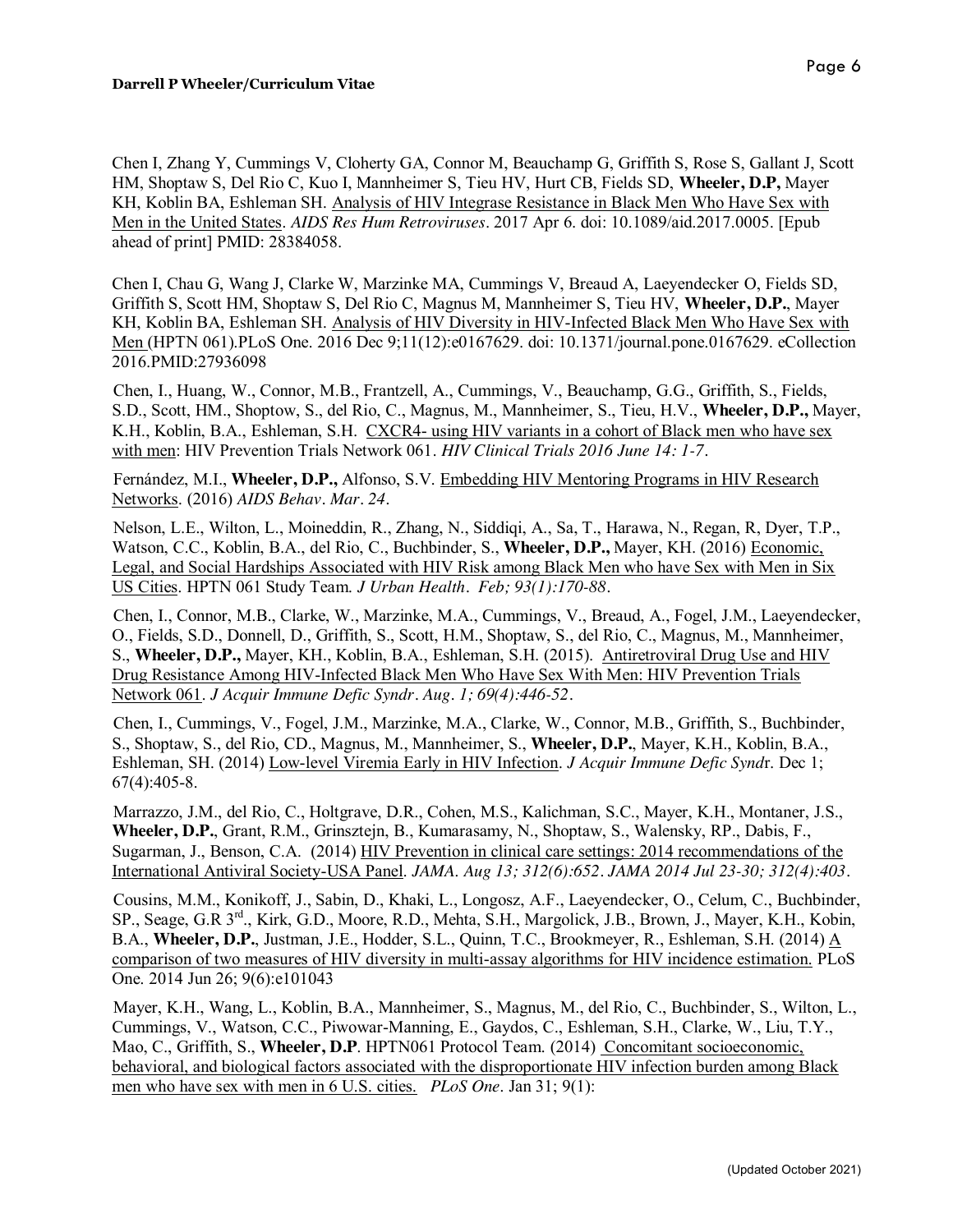Chen I, Zhang Y, Cummings V, Cloherty GA, Connor M, Beauchamp G, Griffith S, Rose S, Gallant J, Scott HM, Shoptaw S, Del Rio C, Kuo I, Mannheimer S, Tieu HV, Hurt CB, Fields SD, **Wheeler, D.P,** Mayer KH, Koblin BA, Eshleman SH. Analysis of HIV Integrase Resistance in Black Men Who Have Sex with Men in the United States. *AIDS Res Hum Retroviruses*. 2017 Apr 6. doi: 10.1089/aid.2017.0005. [Epub ahead of print] PMID: 28384058.

Chen I, Chau G, Wang J, Clarke W, Marzinke MA, Cummings V, Breaud A, Laeyendecker O, Fields SD, Griffith S, Scott HM, Shoptaw S, Del Rio C, Magnus M, Mannheimer S, Tieu HV, **Wheeler, D.P.**, Mayer KH, Koblin BA, Eshleman SH. Analysis of HIV Diversity in HIV-Infected Black Men Who Have Sex with Men (HPTN 061).PLoS One. 2016 Dec 9;11(12):e0167629. doi: 10.1371/journal.pone.0167629. eCollection 2016.PMID:27936098

Chen, I., Huang, W., Connor, M.B., Frantzell, A., Cummings, V., Beauchamp, G.G., Griffith, S., Fields, S.D., Scott, HM., Shoptow, S., del Rio, C., Magnus, M., Mannheimer, S., Tieu, H.V., **Wheeler, D.P.,** Mayer, K.H., Koblin, B.A., Eshleman, S.H. CXCR4- using HIV variants in a cohort of Black men who have sex with men: HIV Prevention Trials Network 061. *HIV Clinical Trials 2016 June 14: 1-7*.

Fernández, M.I., **Wheeler, D.P.,** Alfonso, S.V. Embedding HIV Mentoring Programs in HIV Research Networks. (2016) *AIDS Behav*. *Mar*. *24*.

Nelson, L.E., Wilton, L., Moineddin, R., Zhang, N., Siddiqi, A., Sa, T., Harawa, N., Regan, R, Dyer, T.P., Watson, C.C., Koblin, B.A., del Rio, C., Buchbinder, S., **Wheeler, D.P.,** Mayer, KH. (2016) Economic, Legal, and Social Hardships Associated with HIV Risk among Black Men who have Sex with Men in Six US Cities. HPTN 061 Study Team. *J Urban Health*. *Feb; 93(1):170-88*.

Chen, I., Connor, M.B., Clarke, W., Marzinke, M.A., Cummings, V., Breaud, A., Fogel, J.M., Laeyendecker, O., Fields, S.D., Donnell, D., Griffith, S., Scott, H.M., Shoptaw, S., del Rio, C., Magnus, M., Mannheimer, S., **Wheeler, D.P.,** Mayer, KH., Koblin, B.A., Eshleman, S.H. (2015). Antiretroviral Drug Use and HIV Drug Resistance Among HIV-Infected Black Men Who Have Sex With Men: HIV Prevention Trials Network 061. *J Acquir Immune Defic Syndr*. *Aug*. *1; 69(4):446-52*.

Chen, I., Cummings, V., Fogel, J.M., Marzinke, M.A., Clarke, W., Connor, M.B., Griffith, S., Buchbinder, S., Shoptaw, S., del Rio, CD., Magnus, M., Mannheimer, S., **Wheeler, D.P.**, Mayer, K.H., Koblin, B.A., Eshleman, SH. (2014) Low-level Viremia Early in HIV Infection. *J Acquir Immune Defic Synd*r. Dec 1; 67(4):405-8.

Marrazzo, J.M., del Rio, C., Holtgrave, D.R., Cohen, M.S., Kalichman, S.C., Mayer, K.H., Montaner, J.S., **Wheeler, D.P.**, Grant, R.M., Grinsztejn, B., Kumarasamy, N., Shoptaw, S., Walensky, RP., Dabis, F., Sugarman, J., Benson, C.A. (2014) HIV Prevention in clinical care settings: 2014 recommendations of the International Antiviral Society-USA Panel. *JAMA*. *Aug 13; 312(6):652*. *JAMA 2014 Jul 23-30; 312(4):403*.

Cousins, M.M., Konikoff, J., Sabin, D., Khaki, L., Longosz, A.F., Laeyendecker, O., Celum, C., Buchbinder, SP., Seage, G.R 3[rd]., Kirk, G.D., Moore, R.D., Mehta, S.H., Margolick, J.B., Brown, J., Mayer, K.H., Kobin, B.A., **Wheeler, D.P.**, Justman, J.E., Hodder, S.L., Quinn, T.C., Brookmeyer, R., Eshleman, S.H. (2014) A comparison of two measures of HIV diversity in multi-assay algorithms for HIV incidence estimation. PLoS One. 2014 Jun 26; 9(6):e101043

Mayer, K.H., Wang, L., Koblin, B.A., Mannheimer, S., Magnus, M., del Rio, C., Buchbinder, S., Wilton, L., Cummings, V., Watson, C.C., Piwowar-Manning, E., Gaydos, C., Eshleman, S.H., Clarke, W., Liu, T.Y., Mao, C., Griffith, S., **Wheeler, D.P**. HPTN061 Protocol Team. (2014) Concomitant socioeconomic, behavioral, and biological factors associated with the disproportionate HIV infection burden among Black men who have sex with men in 6 U.S. cities. *PLoS One*. Jan 31; 9(1):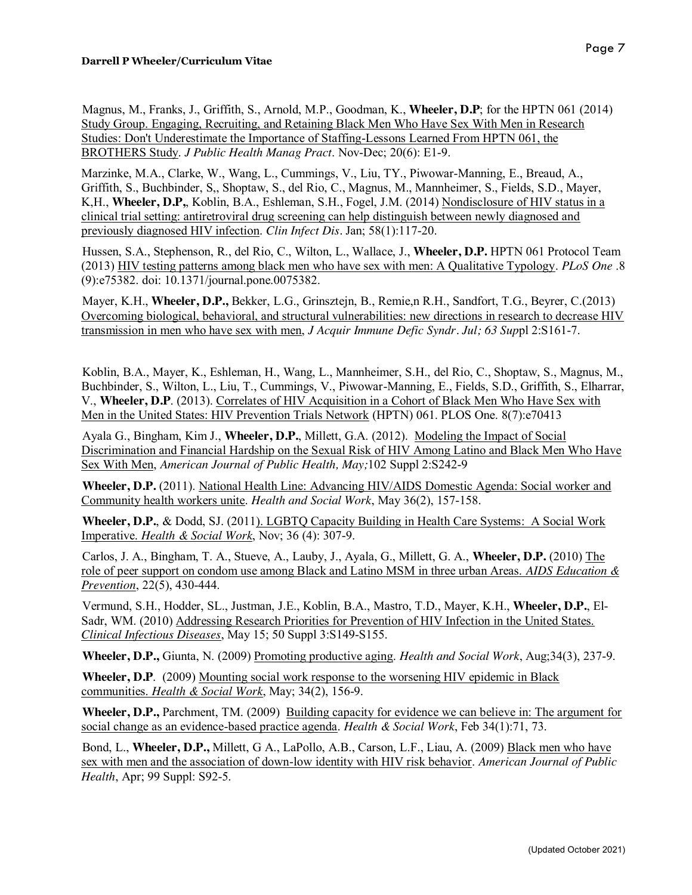Magnus, M., Franks, J., Griffith, S., Arnold, M.P., Goodman, K., **Wheeler, D.P**; for the HPTN 061 (2014) Study Group. Engaging, Recruiting, and Retaining Black Men Who Have Sex With Men in Research Studies: Don't Underestimate the Importance of Staffing-Lessons Learned From HPTN 061, the BROTHERS Study. *J Public Health Manag Pract*. Nov-Dec; 20(6): E1-9.

Marzinke, M.A., Clarke, W., Wang, L., Cummings, V., Liu, TY., Piwowar-Manning, E., Breaud, A., Griffith, S., Buchbinder, S,, Shoptaw, S., del Rio, C., Magnus, M., Mannheimer, S., Fields, S.D., Mayer, K,H., **Wheeler, D.P,**, Koblin, B.A., Eshleman, S.H., Fogel, J.M. (2014) Nondisclosure of HIV status in a clinical trial setting: antiretroviral drug screening can help distinguish between newly diagnosed and previously diagnosed HIV infection. *Clin Infect Dis*. Jan; 58(1):117-20.

Hussen, S.A., Stephenson, R., del Rio, C., Wilton, L., Wallace, J., **Wheeler, D.P.** HPTN 061 Protocol Team (2013) HIV testing patterns among black men who have sex with men: A Qualitative Typology. *PLoS One* .8 (9):e75382. doi: 10.1371/journal.pone.0075382.

Mayer, K.H., **Wheeler, D.P.,** Bekker, L.G., Grinsztejn, B., Remie,n R.H., Sandfort, T.G., Beyrer, C.(2013) Overcoming biological, behavioral, and structural vulnerabilities: new directions in research to decrease HIV transmission in men who have sex with men, *J Acquir Immune Defic Syndr*. *Jul; 63 Supp*l 2:S161-7.

Koblin, B.A., Mayer, K., Eshleman, H., Wang, L., Mannheimer, S.H., del Rio, C., Shoptaw, S., Magnus, M., Buchbinder, S., Wilton, L., Liu, T., Cummings, V., Piwowar-Manning, E., Fields, S.D., Griffith, S., Elharrar, V., **Wheeler, D.P**. (2013). Correlates of HIV Acquisition in a Cohort of Black Men Who Have Sex with Men in the United States: HIV Prevention Trials Network (HPTN) 061. PLOS One. 8(7):e70413

Ayala G., Bingham, Kim J., **Wheeler, D.P.**, Millett, G.A. (2012). Modeling the Impact of Social Discrimination and Financial Hardship on the Sexual Risk of HIV Among Latino and Black Men Who Have Sex With Men, *American Journal of Public Health, May;*102 Suppl 2:S242-9

**Wheeler, D.P.** (2011). National Health Line: Advancing HIV/AIDS Domestic Agenda: Social worker and Community health workers unite. *Health and Social Work*, May 36(2), 157-158.

**Wheeler, D.P.**, & Dodd, SJ. (2011). LGBTQ Capacity Building in Health Care Systems: A Social Work Imperative. *Health & Social Work*, Nov; 36 (4): 307-9.

Carlos, J. A., Bingham, T. A., Stueve, A., Lauby, J., Ayala, G., Millett, G. A., **Wheeler, D.P.** (2010) The role of peer support on condom use among Black and Latino MSM in three urban Areas. *AIDS Education & Prevention*, 22(5), 430-444.

Vermund, S.H., Hodder, SL., Justman, J.E., Koblin, B.A., Mastro, T.D., Mayer, K.H., **Wheeler, D.P.**, El-Sadr, WM. (2010) Addressing Research Priorities for Prevention of HIV Infection in the United States. *Clinical Infectious Diseases*, May 15; 50 Suppl 3:S149-S155.

**Wheeler, D.P.,** Giunta, N. (2009) Promoting productive aging. *Health and Social Work*, Aug;34(3), 237-9.

**Wheeler, D.P**. (2009) Mounting social work response to the worsening HIV epidemic in Black communities. *Health & Social Work*, May; 34(2), 156-9.

**Wheeler, D.P.,** Parchment, TM. (2009) Building capacity for evidence we can believe in: The argument for social change as an evidence-based practice agenda. *Health & Social Work*, Feb 34(1):71, 73.

Bond, L., **Wheeler, D.P.,** Millett, G A., LaPollo, A.B., Carson, L.F., Liau, A. (2009) Black men who have sex with men and the association of down-low identity with HIV risk behavior. *American Journal of Public Health*, Apr; 99 Suppl: S92-5.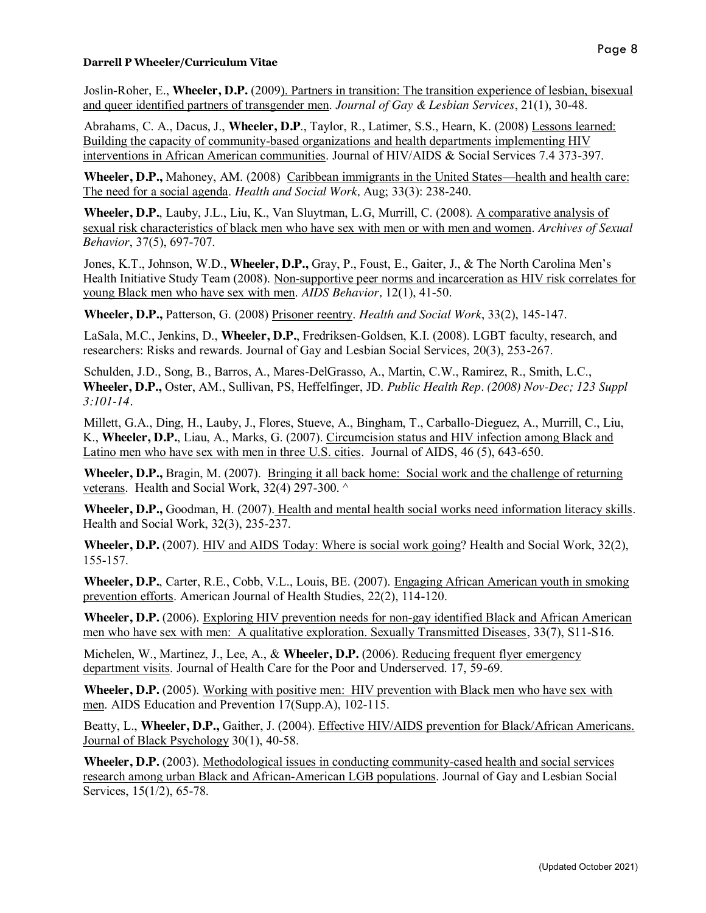Joslin-Roher, E., **Wheeler, D.P.** (2009). Partners in transition: The transition experience of lesbian, bisexual and queer identified partners of transgender men. *Journal of Gay & Lesbian Services*, 21(1), 30-48.

Abrahams, C. A., Dacus, J., **Wheeler, D.P**., Taylor, R., Latimer, S.S., Hearn, K. (2008) Lessons learned: Building the capacity of community-based organizations and health departments implementing HIV interventions in African American communities. Journal of HIV/AIDS & Social Services 7.4 373-397.

**Wheeler, D.P.,** Mahoney, AM. (2008) Caribbean immigrants in the United States—health and health care: The need for a social agenda. *Health and Social Work,* Aug; 33(3): 238-240.

**Wheeler, D.P.**, Lauby, J.L., Liu, K., Van Sluytman, L.G, Murrill, C. (2008). A comparative analysis of sexual risk characteristics of black men who have sex with men or with men and women. *Archives of Sexual Behavior*, 37(5), 697-707.

Jones, K.T., Johnson, W.D., **Wheeler, D.P.,** Gray, P., Foust, E., Gaiter, J., & The North Carolina Men's Health Initiative Study Team (2008). Non-supportive peer norms and incarceration as HIV risk correlates for young Black men who have sex with men. *AIDS Behavior,* 12(1), 41-50.

**Wheeler, D.P.,** Patterson, G. (2008) Prisoner reentry. *Health and Social Work*, 33(2), 145-147.

LaSala, M.C., Jenkins, D., **Wheeler, D.P.**, Fredriksen-Goldsen, K.I. (2008). LGBT faculty, research, and researchers: Risks and rewards. Journal of Gay and Lesbian Social Services, 20(3), 253-267.

Schulden, J.D., Song, B., Barros, A., Mares-DelGrasso, A., Martin, C.W., Ramirez, R., Smith, L.C., **Wheeler, D.P.,** Oster, AM., Sullivan, PS, Heffelfinger, JD. *Public Health Rep. (2008) Nov-Dec; 123 Suppl 3:101-14*.

Millett, G.A., Ding, H., Lauby, J., Flores, Stueve, A., Bingham, T., Carballo-Dieguez, A., Murrill, C., Liu, K., **Wheeler, D.P.**, Liau, A., Marks, G. (2007). Circumcision status and HIV infection among Black and Latino men who have sex with men in three U.S. cities. Journal of AIDS, 46 (5), 643-650.

**Wheeler, D.P.,** Bragin, M. (2007). Bringing it all back home: Social work and the challenge of returning veterans. Health and Social Work, 32(4) 297-300. ^

**Wheeler, D.P.,** Goodman, H. (2007). Health and mental health social works need information literacy skills. Health and Social Work, 32(3), 235-237.

**Wheeler, D.P.** (2007). HIV and AIDS Today: Where is social work going? Health and Social Work, 32(2), 155-157.

**Wheeler, D.P.**, Carter, R.E., Cobb, V.L., Louis, BE. (2007). Engaging African American youth in smoking prevention efforts. American Journal of Health Studies, 22(2), 114-120.

**Wheeler, D.P.** (2006). Exploring HIV prevention needs for non-gay identified Black and African American men who have sex with men: A qualitative exploration. Sexually Transmitted Diseases, 33(7), S11-S16.

Michelen, W., Martinez, J., Lee, A., & **Wheeler, D.P.** (2006). Reducing frequent flyer emergency department visits. Journal of Health Care for the Poor and Underserved. 17, 59-69.

**Wheeler, D.P.** (2005). Working with positive men: HIV prevention with Black men who have sex with men. AIDS Education and Prevention 17(Supp.A), 102-115.

Beatty, L., **Wheeler, D.P.,** Gaither, J. (2004). Effective HIV/AIDS prevention for Black/African Americans. Journal of Black Psychology 30(1), 40-58.

**Wheeler, D.P.** (2003). Methodological issues in conducting community-cased health and social services research among urban Black and African-American LGB populations. Journal of Gay and Lesbian Social Services, 15(1/2), 65-78.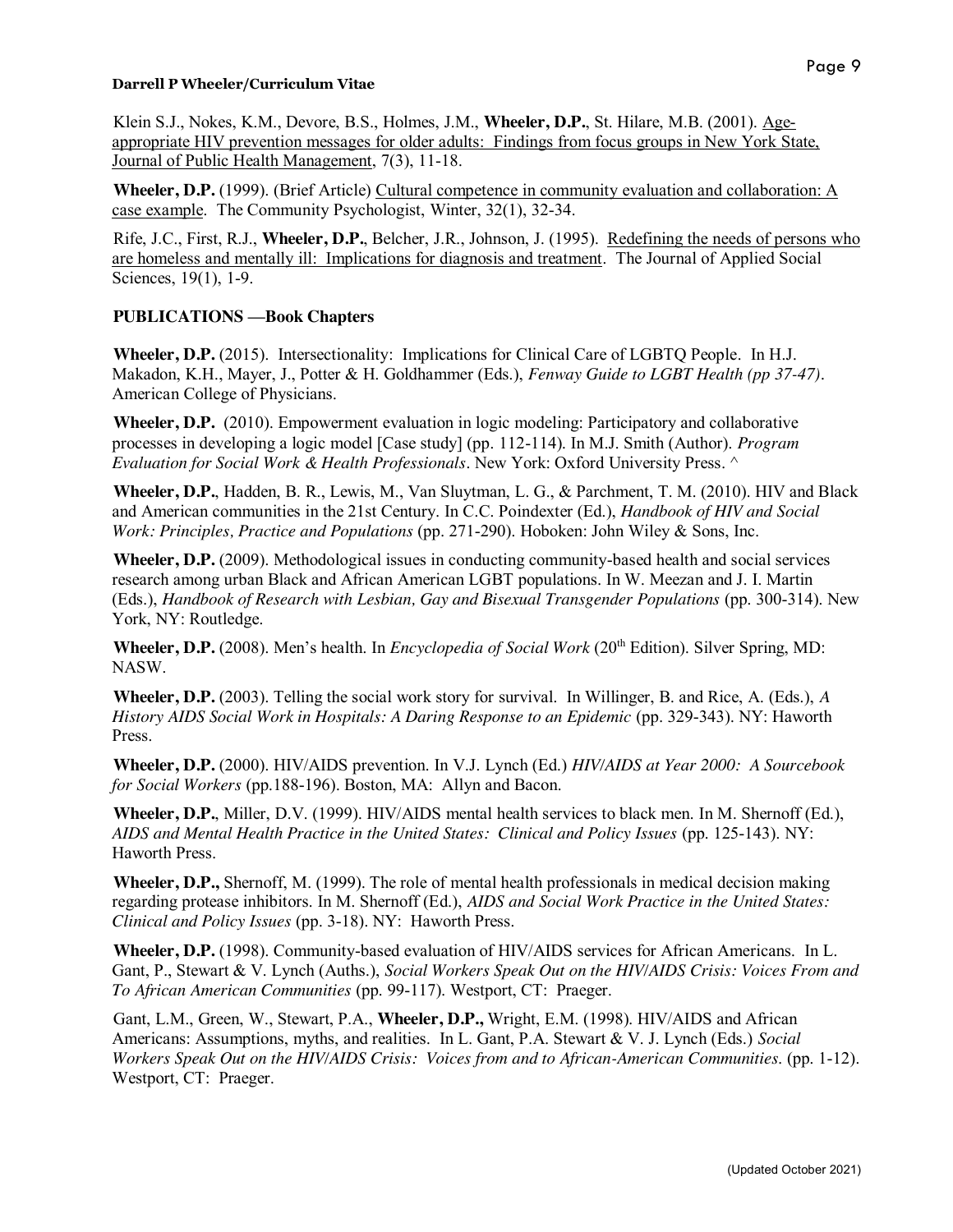Klein S.J., Nokes, K.M., Devore, B.S., Holmes, J.M., **Wheeler, D.P.**, St. Hilare, M.B. (2001). Age-appropriate HIV prevention messages for older adults: Findings from focus groups in New York State, Journal of Public Health Management, 7(3), 11-18.

**Wheeler, D.P.** (1999). (Brief Article) Cultural competence in community evaluation and collaboration: A case example. The Community Psychologist, Winter, 32(1), 32-34.

Rife, J.C., First, R.J., **Wheeler, D.P.**, Belcher, J.R., Johnson, J. (1995). Redefining the needs of persons who are homeless and mentally ill: Implications for diagnosis and treatment. The Journal of Applied Social Sciences, 19(1), 1-9.

## PUBLICATIONS —Book Chapters

**Wheeler, D.P.** (2015). Intersectionality: Implications for Clinical Care of LGBTQ People. In H.J. Makadon, K.H., Mayer, J., Potter & H. Goldhammer (Eds.), *Fenway Guide to LGBT Health (pp 37-47)*. American College of Physicians.

**Wheeler, D.P.** (2010). Empowerment evaluation in logic modeling: Participatory and collaborative processes in developing a logic model [Case study] (pp. 112-114). In M.J. Smith (Author). *Program Evaluation for Social Work & Health Professionals*. New York: Oxford University Press. ^

**Wheeler, D.P.**, Hadden, B. R., Lewis, M., Van Sluytman, L. G., & Parchment, T. M. (2010). HIV and Black and American communities in the 21st Century. In C.C. Poindexter (Ed.), *Handbook of HIV and Social Work: Principles, Practice and Populations* (pp. 271-290). Hoboken: John Wiley & Sons, Inc.

**Wheeler, D.P.** (2009). Methodological issues in conducting community-based health and social services research among urban Black and African American LGBT populations. In W. Meezan and J. I. Martin (Eds.), *Handbook of Research with Lesbian, Gay and Bisexual Transgender Populations* (pp. 300-314). New York, NY: Routledge.

**Wheeler, D.P.** (2008). Men's health. In *Encyclopedia of Social Work* (20th Edition). Silver Spring, MD: NASW.

**Wheeler, D.P.** (2003). Telling the social work story for survival. In Willinger, B. and Rice, A. (Eds.), *A History AIDS Social Work in Hospitals: A Daring Response to an Epidemic* (pp. 329-343). NY: Haworth Press.

**Wheeler, D.P.** (2000). HIV/AIDS prevention. In V.J. Lynch (Ed.) *HIV/AIDS at Year 2000: A Sourcebook for Social Workers* (pp.188-196). Boston, MA: Allyn and Bacon.

**Wheeler, D.P.**, Miller, D.V. (1999). HIV/AIDS mental health services to black men. In M. Shernoff (Ed.), *AIDS and Mental Health Practice in the United States: Clinical and Policy Issues* (pp. 125-143). NY: Haworth Press.

**Wheeler, D.P.,** Shernoff, M. (1999). The role of mental health professionals in medical decision making regarding protease inhibitors. In M. Shernoff (Ed.), *AIDS and Social Work Practice in the United States: Clinical and Policy Issues* (pp. 3-18). NY: Haworth Press.

**Wheeler, D.P.** (1998). Community-based evaluation of HIV/AIDS services for African Americans. In L. Gant, P., Stewart & V. Lynch (Auths.), *Social Workers Speak Out on the HIV/AIDS Crisis: Voices From and To African American Communities* (pp. 99-117). Westport, CT: Praeger.

Gant, L.M., Green, W., Stewart, P.A., **Wheeler, D.P.,** Wright, E.M. (1998). HIV/AIDS and African Americans: Assumptions, myths, and realities. In L. Gant, P.A. Stewart & V. J. Lynch (Eds.) *Social Workers Speak Out on the HIV/AIDS Crisis: Voices from and to African-American Communities*. (pp. 1-12). Westport, CT: Praeger.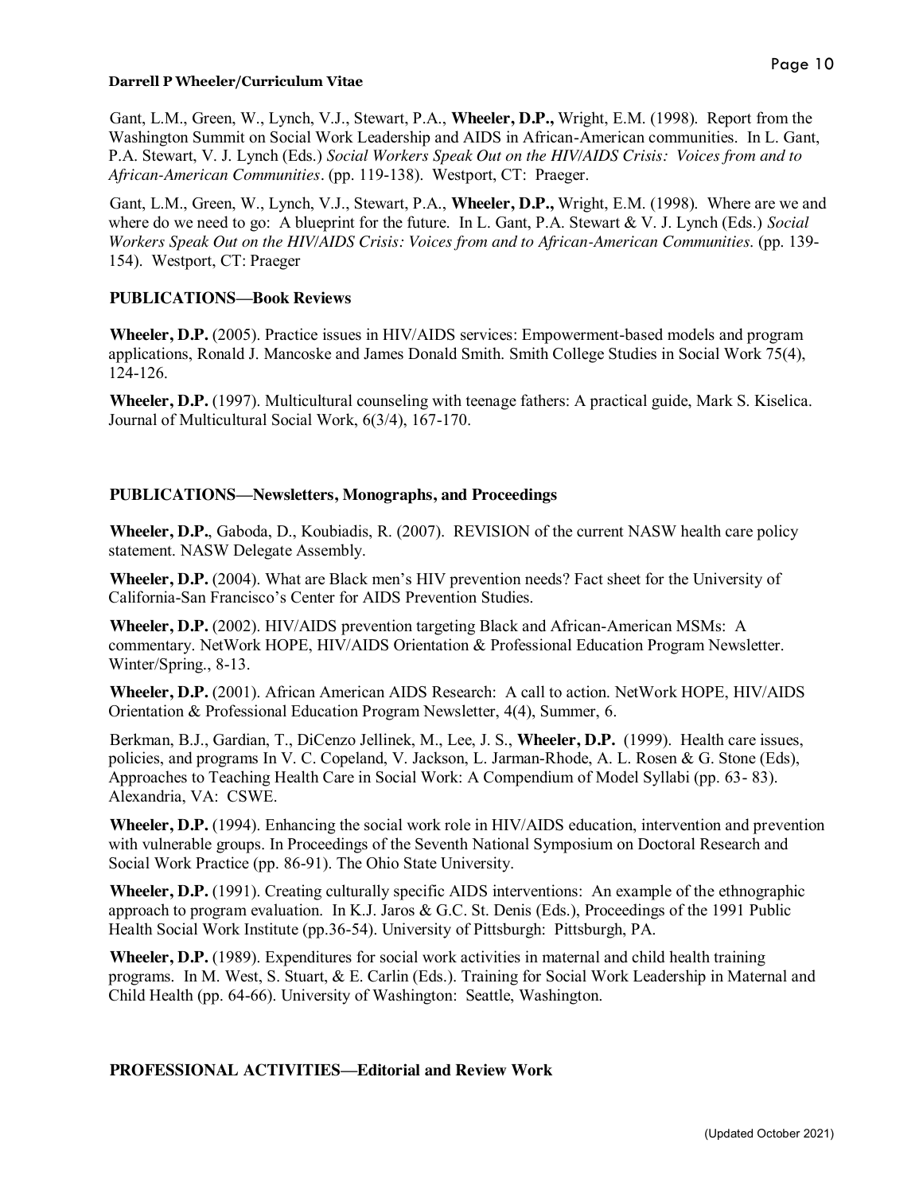Gant, L.M., Green, W., Lynch, V.J., Stewart, P.A., **Wheeler, D.P.,** Wright, E.M. (1998). Report from the Washington Summit on Social Work Leadership and AIDS in African-American communities. In L. Gant, P.A. Stewart, V. J. Lynch (Eds.) *Social Workers Speak Out on the HIV/AIDS Crisis: Voices from and to African-American Communities*. (pp. 119-138). Westport, CT: Praeger.

Gant, L.M., Green, W., Lynch, V.J., Stewart, P.A., **Wheeler, D.P.,** Wright, E.M. (1998). Where are we and where do we need to go: A blueprint for the future. In L. Gant, P.A. Stewart & V. J. Lynch (Eds.) *Social Workers Speak Out on the HIV/AIDS Crisis: Voices from and to African-American Communities.* (pp. 139-154). Westport, CT: Praeger

## PUBLICATIONS—Book Reviews

**Wheeler, D.P.** (2005). Practice issues in HIV/AIDS services: Empowerment-based models and program applications, Ronald J. Mancoske and James Donald Smith. Smith College Studies in Social Work 75(4), 124-126.

**Wheeler, D.P.** (1997). Multicultural counseling with teenage fathers: A practical guide, Mark S. Kiselica. Journal of Multicultural Social Work, 6(3/4), 167-170.

## PUBLICATIONS—Newsletters, Monographs, and Proceedings

**Wheeler, D.P.**, Gaboda, D., Koubiadis, R. (2007). REVISION of the current NASW health care policy statement. NASW Delegate Assembly.

**Wheeler, D.P.** (2004). What are Black men's HIV prevention needs? Fact sheet for the University of California-San Francisco's Center for AIDS Prevention Studies.

**Wheeler, D.P.** (2002). HIV/AIDS prevention targeting Black and African-American MSMs: A commentary. NetWork HOPE, HIV/AIDS Orientation & Professional Education Program Newsletter. Winter/Spring., 8-13.

**Wheeler, D.P.** (2001). African American AIDS Research: A call to action. NetWork HOPE, HIV/AIDS Orientation & Professional Education Program Newsletter, 4(4), Summer, 6.

Berkman, B.J., Gardian, T., DiCenzo Jellinek, M., Lee, J. S., **Wheeler, D.P.** (1999). Health care issues, policies, and programs In V. C. Copeland, V. Jackson, L. Jarman-Rhode, A. L. Rosen & G. Stone (Eds), Approaches to Teaching Health Care in Social Work: A Compendium of Model Syllabi (pp. 63- 83). Alexandria, VA: CSWE.

**Wheeler, D.P.** (1994). Enhancing the social work role in HIV/AIDS education, intervention and prevention with vulnerable groups. In Proceedings of the Seventh National Symposium on Doctoral Research and Social Work Practice (pp. 86-91). The Ohio State University.

**Wheeler, D.P.** (1991). Creating culturally specific AIDS interventions: An example of the ethnographic approach to program evaluation. In K.J. Jaros & G.C. St. Denis (Eds.), Proceedings of the 1991 Public Health Social Work Institute (pp.36-54). University of Pittsburgh: Pittsburgh, PA.

**Wheeler, D.P.** (1989). Expenditures for social work activities in maternal and child health training programs. In M. West, S. Stuart, & E. Carlin (Eds.). Training for Social Work Leadership in Maternal and Child Health (pp. 64-66). University of Washington: Seattle, Washington.

## PROFESSIONAL ACTIVITIES—Editorial and Review Work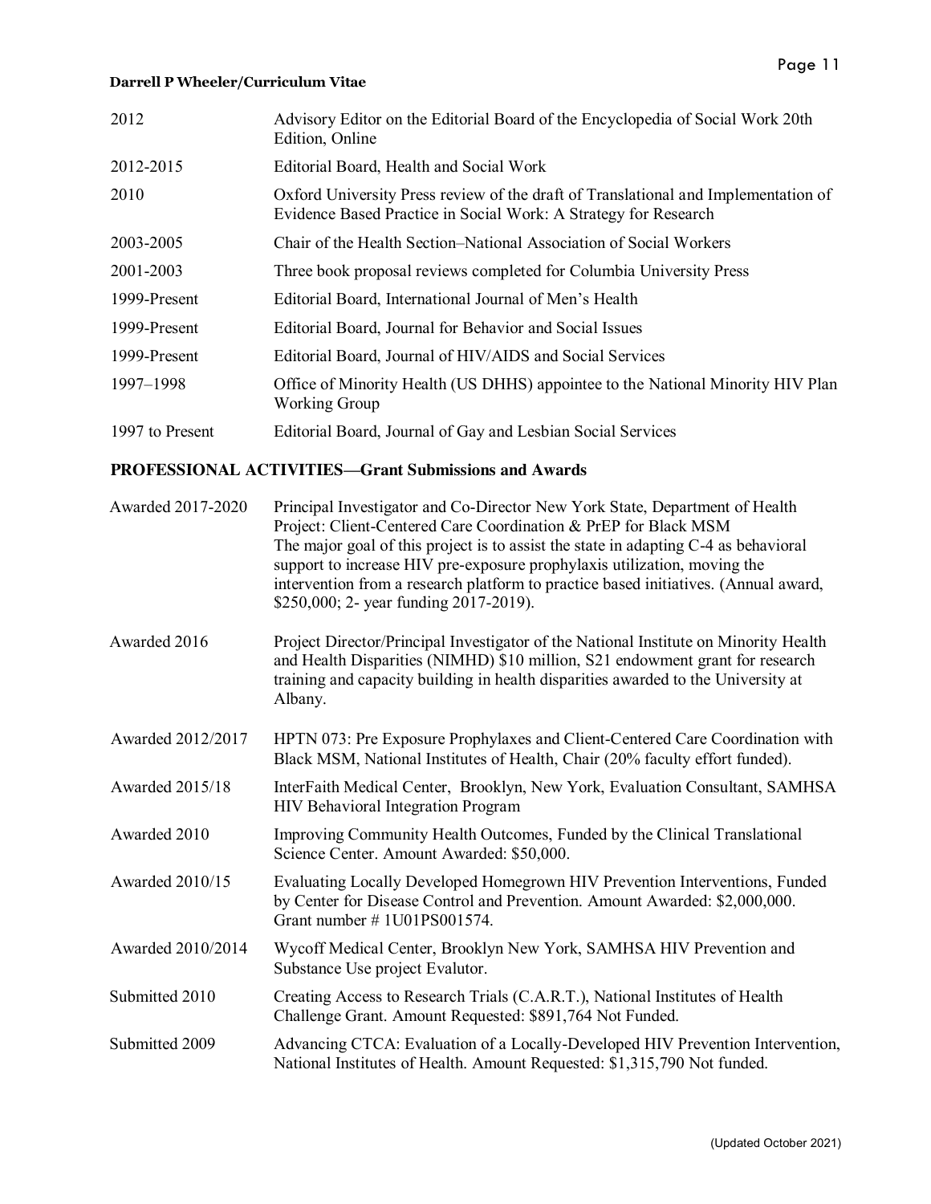| | |
|---|---|
| 2012 | Advisory Editor on the Editorial Board of the Encyclopedia of Social Work 20th Edition, Online |
| 2012-2015 | Editorial Board, Health and Social Work |
| 2010 | Oxford University Press review of the draft of Translational and Implementation of Evidence Based Practice in Social Work: A Strategy for Research |
| 2003-2005 | Chair of the Health Section–National Association of Social Workers |
| 2001-2003 | Three book proposal reviews completed for Columbia University Press |
| 1999-Present | Editorial Board, International Journal of Men's Health |
| 1999-Present | Editorial Board, Journal for Behavior and Social Issues |
| 1999-Present | Editorial Board, Journal of HIV/AIDS and Social Services |
| 1997–1998 | Office of Minority Health (US DHHS) appointee to the National Minority HIV Plan Working Group |
| 1997 to Present | Editorial Board, Journal of Gay and Lesbian Social Services |

## PROFESSIONAL ACTIVITIES—Grant Submissions and Awards

| | |
|---|---|
| Awarded 2017-2020 | Principal Investigator and Co-Director New York State, Department of Health Project: Client-Centered Care Coordination & PrEP for Black MSM The major goal of this project is to assist the state in adapting C-4 as behavioral support to increase HIV pre-exposure prophylaxis utilization, moving the intervention from a research platform to practice based initiatives. (Annual award, \$250,000; 2- year funding 2017-2019). |
| Awarded 2016 | Project Director/Principal Investigator of the National Institute on Minority Health and Health Disparities (NIMHD) \$10 million, S21 endowment grant for research training and capacity building in health disparities awarded to the University at Albany. |
| Awarded 2012/2017 | HPTN 073: Pre Exposure Prophylaxes and Client-Centered Care Coordination with Black MSM, National Institutes of Health, Chair (20% faculty effort funded). |
| Awarded 2015/18 | InterFaith Medical Center, Brooklyn, New York, Evaluation Consultant, SAMHSA HIV Behavioral Integration Program |
| Awarded 2010 | Improving Community Health Outcomes, Funded by the Clinical Translational Science Center. Amount Awarded: \$50,000. |
| Awarded 2010/15 | Evaluating Locally Developed Homegrown HIV Prevention Interventions, Funded by Center for Disease Control and Prevention. Amount Awarded: \$2,000,000. Grant number # 1U01PS001574. |
| Awarded 2010/2014 | Wycoff Medical Center, Brooklyn New York, SAMHSA HIV Prevention and Substance Use project Evalutor. |
| Submitted 2010 | Creating Access to Research Trials (C.A.R.T.), National Institutes of Health Challenge Grant. Amount Requested: \$891,764 Not Funded. |
| Submitted 2009 | Advancing CTCA: Evaluation of a Locally-Developed HIV Prevention Intervention, National Institutes of Health. Amount Requested: \$1,315,790 Not funded. |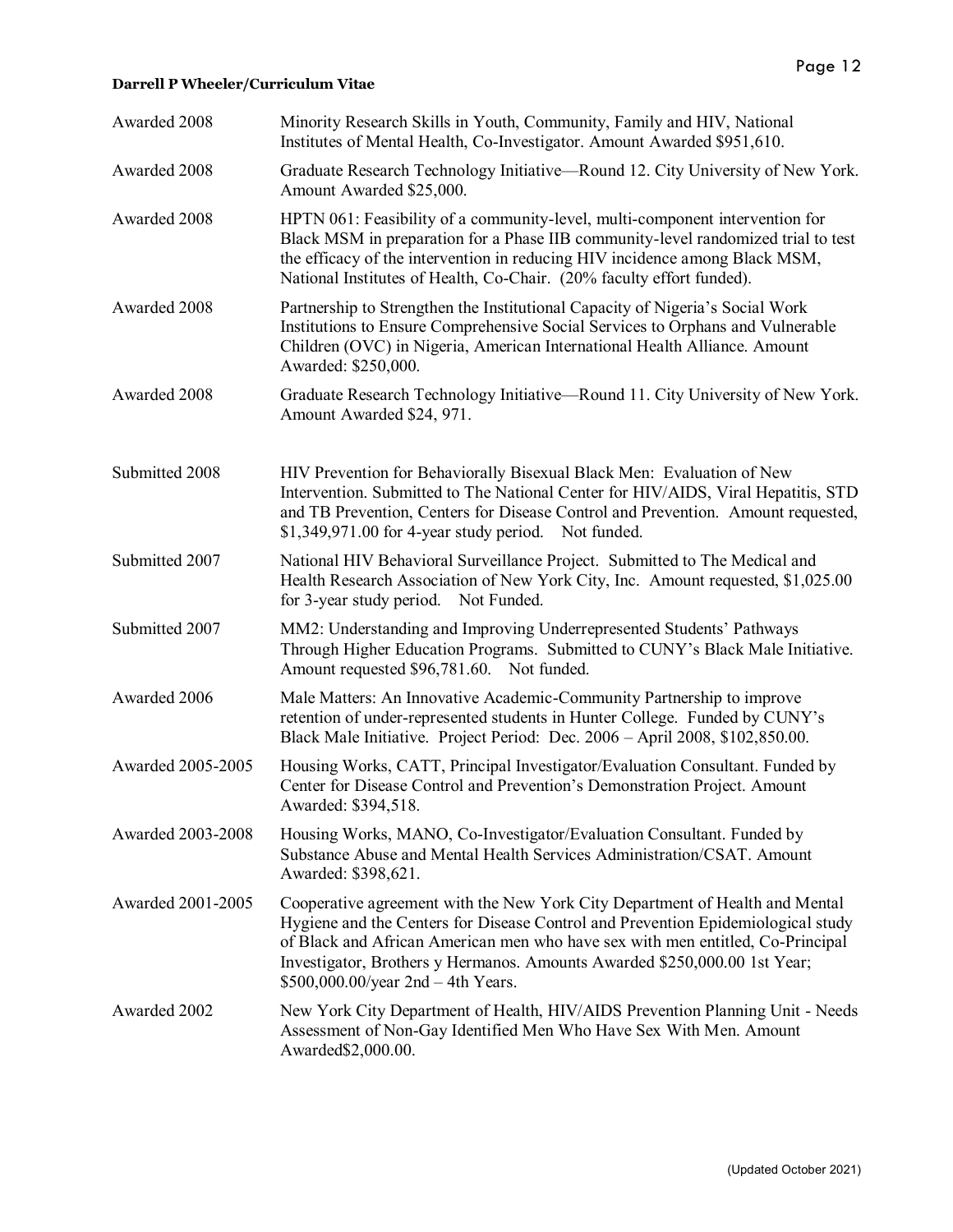| | |
|---|---|
| Awarded 2008 | Minority Research Skills in Youth, Community, Family and HIV, National Institutes of Mental Health, Co-Investigator. Amount Awarded $951,610. |
| Awarded 2008 | Graduate Research Technology Initiative—Round 12. City University of New York. Amount Awarded $25,000. |
| Awarded 2008 | HPTN 061: Feasibility of a community-level, multi-component intervention for Black MSM in preparation for a Phase IIB community-level randomized trial to test the efficacy of the intervention in reducing HIV incidence among Black MSM, National Institutes of Health, Co-Chair. (20% faculty effort funded). |
| Awarded 2008 | Partnership to Strengthen the Institutional Capacity of Nigeria's Social Work Institutions to Ensure Comprehensive Social Services to Orphans and Vulnerable Children (OVC) in Nigeria, American International Health Alliance. Amount Awarded: $250,000. |
| Awarded 2008 | Graduate Research Technology Initiative—Round 11. City University of New York. Amount Awarded $24, 971. |
| Submitted 2008 | HIV Prevention for Behaviorally Bisexual Black Men: Evaluation of New Intervention. Submitted to The National Center for HIV/AIDS, Viral Hepatitis, STD and TB Prevention, Centers for Disease Control and Prevention. Amount requested, $1,349,971.00 for 4-year study period. Not funded. |
| Submitted 2007 | National HIV Behavioral Surveillance Project. Submitted to The Medical and Health Research Association of New York City, Inc. Amount requested, $1,025.00 for 3-year study period. Not Funded. |
| Submitted 2007 | MM2: Understanding and Improving Underrepresented Students' Pathways Through Higher Education Programs. Submitted to CUNY's Black Male Initiative. Amount requested $96,781.60. Not funded. |
| Awarded 2006 | Male Matters: An Innovative Academic-Community Partnership to improve retention of under-represented students in Hunter College. Funded by CUNY's Black Male Initiative. Project Period: Dec. 2006 – April 2008, $102,850.00. |
| Awarded 2005-2005 | Housing Works, CATT, Principal Investigator/Evaluation Consultant. Funded by Center for Disease Control and Prevention's Demonstration Project. Amount Awarded: $394,518. |
| Awarded 2003-2008 | Housing Works, MANO, Co-Investigator/Evaluation Consultant. Funded by Substance Abuse and Mental Health Services Administration/CSAT. Amount Awarded: $398,621. |
| Awarded 2001-2005 | Cooperative agreement with the New York City Department of Health and Mental Hygiene and the Centers for Disease Control and Prevention Epidemiological study of Black and African American men who have sex with men entitled, Co-Principal Investigator, Brothers y Hermanos. Amounts Awarded $250,000.00 1st Year; $500,000.00/year 2nd – 4th Years. |
| Awarded 2002 | New York City Department of Health, HIV/AIDS Prevention Planning Unit - Needs Assessment of Non-Gay Identified Men Who Have Sex With Men. Amount Awarded$2,000.00. |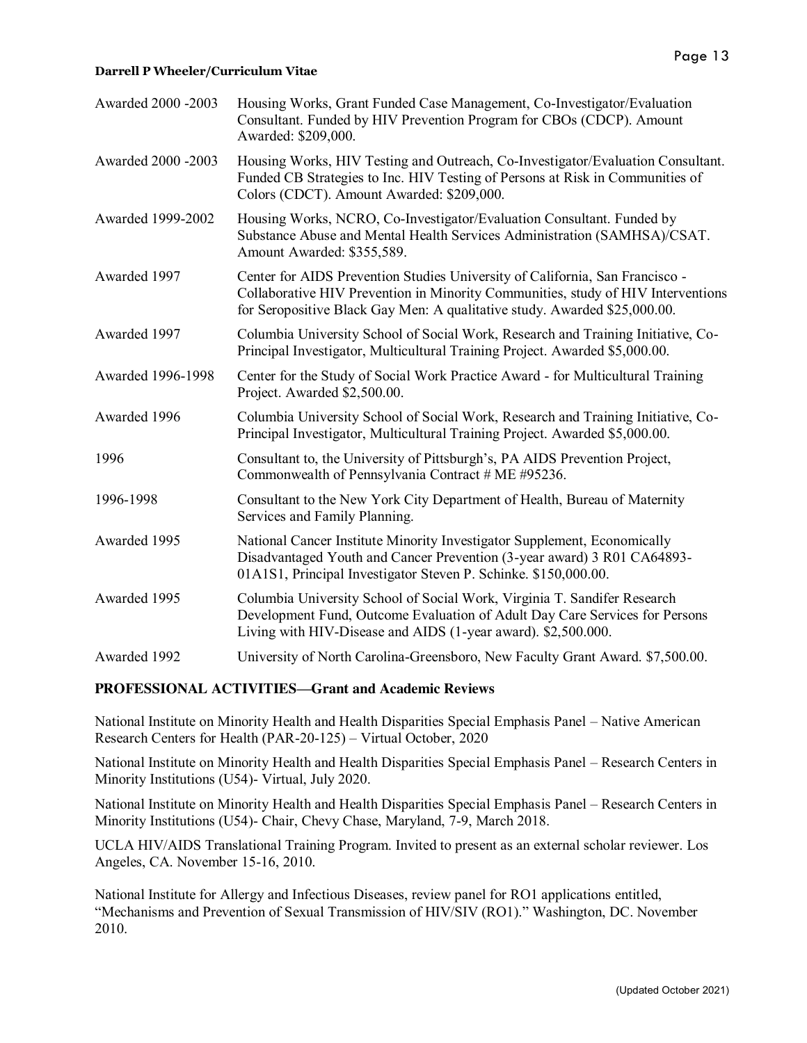| | |
|---|---|
| Awarded 2000 -2003 | Housing Works, Grant Funded Case Management, Co-Investigator/Evaluation Consultant. Funded by HIV Prevention Program for CBOs (CDCP). Amount Awarded: $209,000. |
| Awarded 2000 -2003 | Housing Works, HIV Testing and Outreach, Co-Investigator/Evaluation Consultant. Funded CB Strategies to Inc. HIV Testing of Persons at Risk in Communities of Colors (CDCT). Amount Awarded: $209,000. |
| Awarded 1999-2002 | Housing Works, NCRO, Co-Investigator/Evaluation Consultant. Funded by Substance Abuse and Mental Health Services Administration (SAMHSA)/CSAT. Amount Awarded: $355,589. |
| Awarded 1997 | Center for AIDS Prevention Studies University of California, San Francisco - Collaborative HIV Prevention in Minority Communities, study of HIV Interventions for Seropositive Black Gay Men: A qualitative study. Awarded $25,000.00. |
| Awarded 1997 | Columbia University School of Social Work, Research and Training Initiative, Co-Principal Investigator, Multicultural Training Project. Awarded $5,000.00. |
| Awarded 1996-1998 | Center for the Study of Social Work Practice Award - for Multicultural Training Project. Awarded $2,500.00. |
| Awarded 1996 | Columbia University School of Social Work, Research and Training Initiative, Co-Principal Investigator, Multicultural Training Project. Awarded $5,000.00. |
| 1996 | Consultant to, the University of Pittsburgh's, PA AIDS Prevention Project, Commonwealth of Pennsylvania Contract # ME #95236. |
| 1996-1998 | Consultant to the New York City Department of Health, Bureau of Maternity Services and Family Planning. |
| Awarded 1995 | National Cancer Institute Minority Investigator Supplement, Economically Disadvantaged Youth and Cancer Prevention (3-year award) 3 R01 CA64893-01A1S1, Principal Investigator Steven P. Schinke. $150,000.00. |
| Awarded 1995 | Columbia University School of Social Work, Virginia T. Sandifer Research Development Fund, Outcome Evaluation of Adult Day Care Services for Persons Living with HIV-Disease and AIDS (1-year award). $2,500.000. |
| Awarded 1992 | University of North Carolina-Greensboro, New Faculty Grant Award. $7,500.00. |

## PROFESSIONAL ACTIVITIES—Grant and Academic Reviews

National Institute on Minority Health and Health Disparities Special Emphasis Panel – Native American Research Centers for Health (PAR-20-125) – Virtual October, 2020

National Institute on Minority Health and Health Disparities Special Emphasis Panel – Research Centers in Minority Institutions (U54)- Virtual, July 2020.

National Institute on Minority Health and Health Disparities Special Emphasis Panel – Research Centers in Minority Institutions (U54)- Chair, Chevy Chase, Maryland, 7-9, March 2018.

UCLA HIV/AIDS Translational Training Program. Invited to present as an external scholar reviewer. Los Angeles, CA. November 15-16, 2010.

National Institute for Allergy and Infectious Diseases, review panel for RO1 applications entitled, "Mechanisms and Prevention of Sexual Transmission of HIV/SIV (RO1)." Washington, DC. November 2010.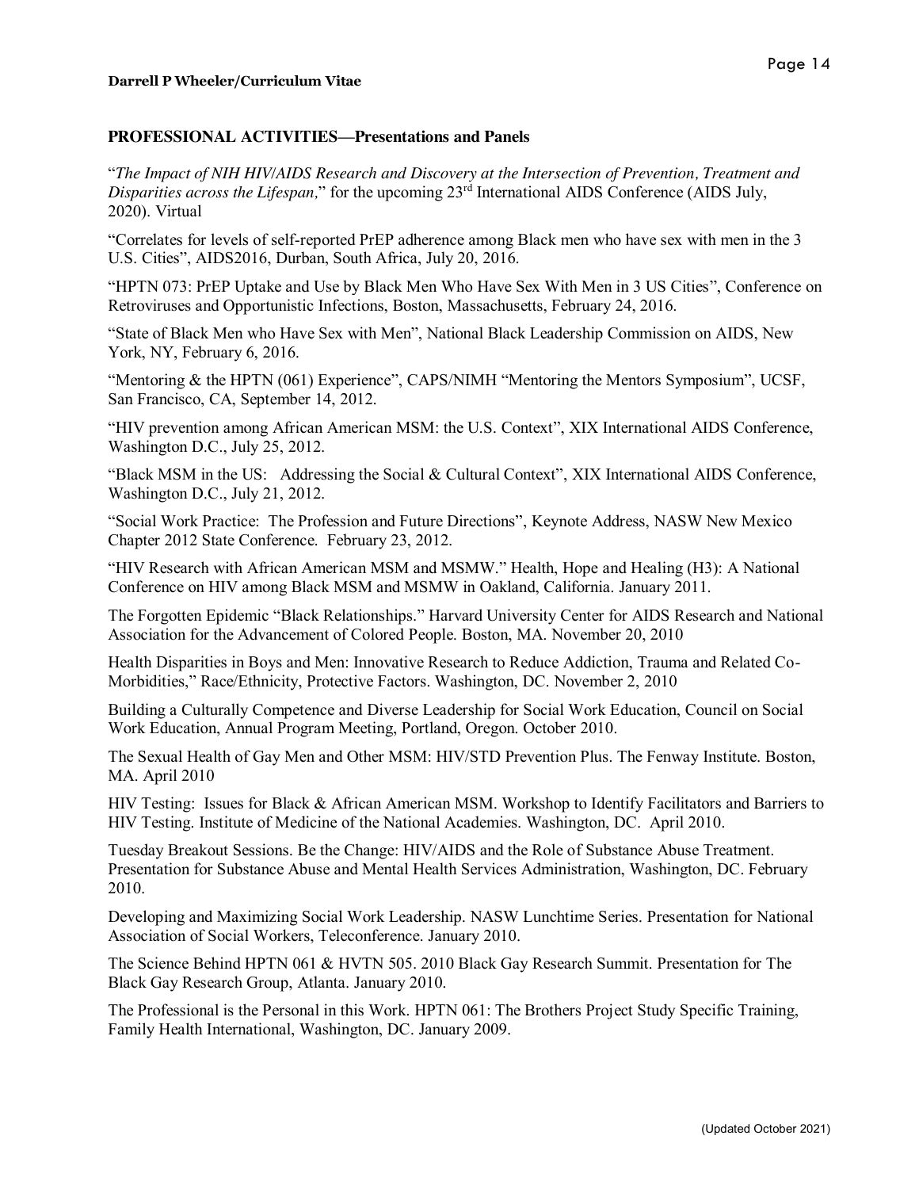## PROFESSIONAL ACTIVITIES—Presentations and Panels

"*The Impact of NIH HIV/AIDS Research and Discovery at the Intersection of Prevention, Treatment and Disparities across the Lifespan,*" for the upcoming 23rd International AIDS Conference (AIDS July, 2020). Virtual

"Correlates for levels of self-reported PrEP adherence among Black men who have sex with men in the 3 U.S. Cities", AIDS2016, Durban, South Africa, July 20, 2016.

"HPTN 073: PrEP Uptake and Use by Black Men Who Have Sex With Men in 3 US Cities", Conference on Retroviruses and Opportunistic Infections, Boston, Massachusetts, February 24, 2016.

"State of Black Men who Have Sex with Men", National Black Leadership Commission on AIDS, New York, NY, February 6, 2016.

"Mentoring & the HPTN (061) Experience", CAPS/NIMH "Mentoring the Mentors Symposium", UCSF, San Francisco, CA, September 14, 2012.

"HIV prevention among African American MSM: the U.S. Context", XIX International AIDS Conference, Washington D.C., July 25, 2012.

"Black MSM in the US: Addressing the Social & Cultural Context", XIX International AIDS Conference, Washington D.C., July 21, 2012.

"Social Work Practice: The Profession and Future Directions", Keynote Address, NASW New Mexico Chapter 2012 State Conference. February 23, 2012.

"HIV Research with African American MSM and MSMW." Health, Hope and Healing (H3): A National Conference on HIV among Black MSM and MSMW in Oakland, California. January 2011.

The Forgotten Epidemic "Black Relationships." Harvard University Center for AIDS Research and National Association for the Advancement of Colored People. Boston, MA. November 20, 2010

Health Disparities in Boys and Men: Innovative Research to Reduce Addiction, Trauma and Related Co-Morbidities," Race/Ethnicity, Protective Factors. Washington, DC. November 2, 2010

Building a Culturally Competence and Diverse Leadership for Social Work Education, Council on Social Work Education, Annual Program Meeting, Portland, Oregon. October 2010.

The Sexual Health of Gay Men and Other MSM: HIV/STD Prevention Plus. The Fenway Institute. Boston, MA. April 2010

HIV Testing: Issues for Black & African American MSM. Workshop to Identify Facilitators and Barriers to HIV Testing. Institute of Medicine of the National Academies. Washington, DC. April 2010.

Tuesday Breakout Sessions. Be the Change: HIV/AIDS and the Role of Substance Abuse Treatment. Presentation for Substance Abuse and Mental Health Services Administration, Washington, DC. February 2010.

Developing and Maximizing Social Work Leadership. NASW Lunchtime Series. Presentation for National Association of Social Workers, Teleconference. January 2010.

The Science Behind HPTN 061 & HVTN 505. 2010 Black Gay Research Summit. Presentation for The Black Gay Research Group, Atlanta. January 2010.

The Professional is the Personal in this Work. HPTN 061: The Brothers Project Study Specific Training, Family Health International, Washington, DC. January 2009.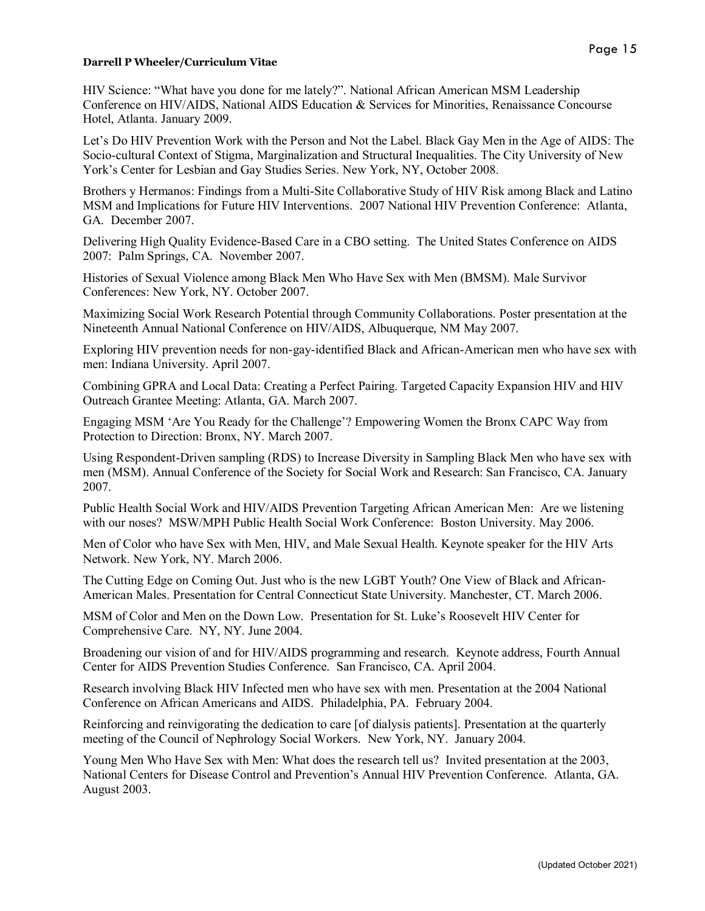HIV Science: "What have you done for me lately?". National African American MSM Leadership Conference on HIV/AIDS, National AIDS Education & Services for Minorities, Renaissance Concourse Hotel, Atlanta. January 2009.

Let's Do HIV Prevention Work with the Person and Not the Label. Black Gay Men in the Age of AIDS: The Socio-cultural Context of Stigma, Marginalization and Structural Inequalities. The City University of New York's Center for Lesbian and Gay Studies Series. New York, NY, October 2008.

Brothers y Hermanos: Findings from a Multi-Site Collaborative Study of HIV Risk among Black and Latino MSM and Implications for Future HIV Interventions. 2007 National HIV Prevention Conference: Atlanta, GA. December 2007.

Delivering High Quality Evidence-Based Care in a CBO setting. The United States Conference on AIDS 2007: Palm Springs, CA. November 2007.

Histories of Sexual Violence among Black Men Who Have Sex with Men (BMSM). Male Survivor Conferences: New York, NY. October 2007.

Maximizing Social Work Research Potential through Community Collaborations. Poster presentation at the Nineteenth Annual National Conference on HIV/AIDS, Albuquerque, NM May 2007.

Exploring HIV prevention needs for non-gay-identified Black and African-American men who have sex with men: Indiana University. April 2007.

Combining GPRA and Local Data: Creating a Perfect Pairing. Targeted Capacity Expansion HIV and HIV Outreach Grantee Meeting: Atlanta, GA. March 2007.

Engaging MSM 'Are You Ready for the Challenge'? Empowering Women the Bronx CAPC Way from Protection to Direction: Bronx, NY. March 2007.

Using Respondent-Driven sampling (RDS) to Increase Diversity in Sampling Black Men who have sex with men (MSM). Annual Conference of the Society for Social Work and Research: San Francisco, CA. January 2007.

Public Health Social Work and HIV/AIDS Prevention Targeting African American Men: Are we listening with our noses? MSW/MPH Public Health Social Work Conference: Boston University. May 2006.

Men of Color who have Sex with Men, HIV, and Male Sexual Health. Keynote speaker for the HIV Arts Network. New York, NY. March 2006.

The Cutting Edge on Coming Out. Just who is the new LGBT Youth? One View of Black and African-American Males. Presentation for Central Connecticut State University. Manchester, CT. March 2006.

MSM of Color and Men on the Down Low. Presentation for St. Luke's Roosevelt HIV Center for Comprehensive Care. NY, NY. June 2004.

Broadening our vision of and for HIV/AIDS programming and research. Keynote address, Fourth Annual Center for AIDS Prevention Studies Conference. San Francisco, CA. April 2004.

Research involving Black HIV Infected men who have sex with men. Presentation at the 2004 National Conference on African Americans and AIDS. Philadelphia, PA. February 2004.

Reinforcing and reinvigorating the dedication to care [of dialysis patients]. Presentation at the quarterly meeting of the Council of Nephrology Social Workers. New York, NY. January 2004.

Young Men Who Have Sex with Men: What does the research tell us? Invited presentation at the 2003, National Centers for Disease Control and Prevention's Annual HIV Prevention Conference. Atlanta, GA. August 2003.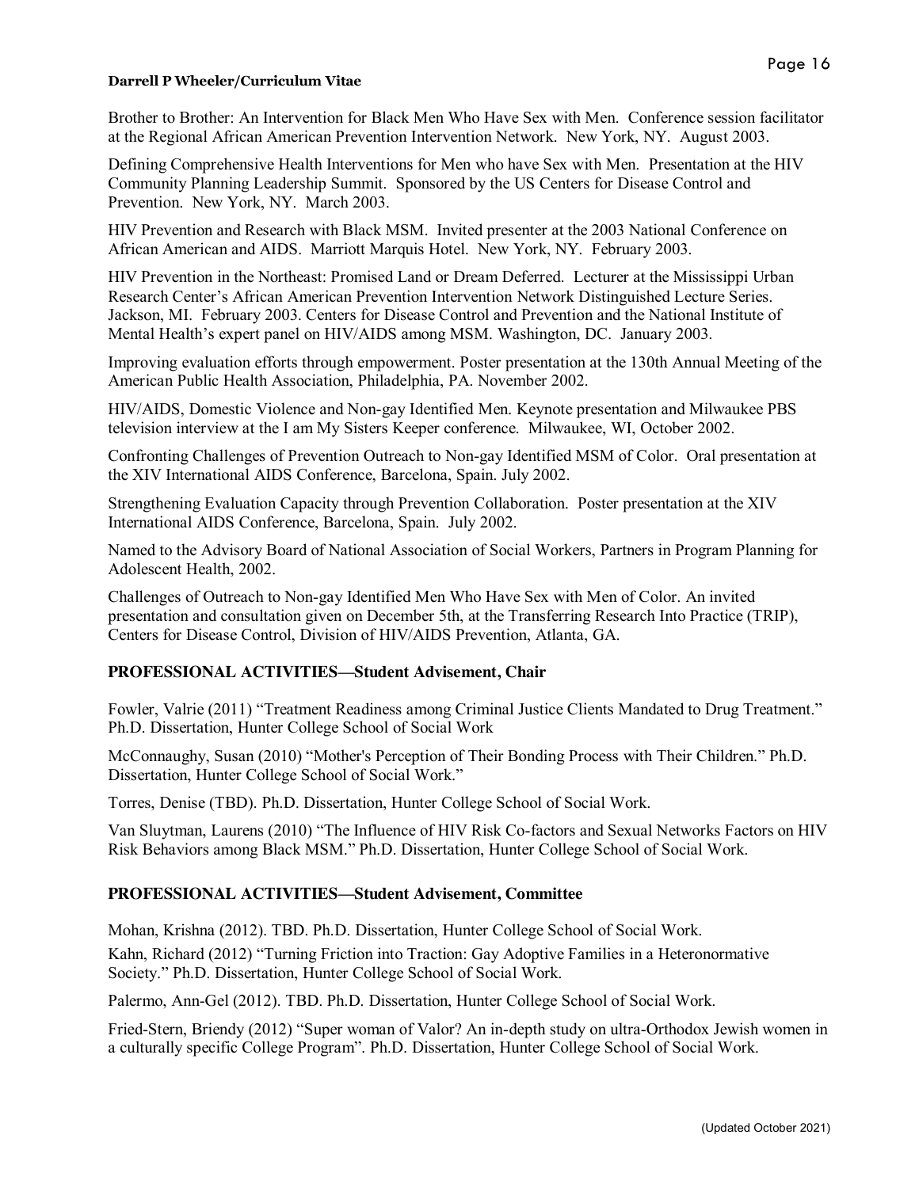Brother to Brother: An Intervention for Black Men Who Have Sex with Men. Conference session facilitator at the Regional African American Prevention Intervention Network. New York, NY. August 2003.

Defining Comprehensive Health Interventions for Men who have Sex with Men. Presentation at the HIV Community Planning Leadership Summit. Sponsored by the US Centers for Disease Control and Prevention. New York, NY. March 2003.

HIV Prevention and Research with Black MSM. Invited presenter at the 2003 National Conference on African American and AIDS. Marriott Marquis Hotel. New York, NY. February 2003.

HIV Prevention in the Northeast: Promised Land or Dream Deferred. Lecturer at the Mississippi Urban Research Center's African American Prevention Intervention Network Distinguished Lecture Series. Jackson, MI. February 2003. Centers for Disease Control and Prevention and the National Institute of Mental Health's expert panel on HIV/AIDS among MSM. Washington, DC. January 2003.

Improving evaluation efforts through empowerment. Poster presentation at the 130th Annual Meeting of the American Public Health Association, Philadelphia, PA. November 2002.

HIV/AIDS, Domestic Violence and Non-gay Identified Men. Keynote presentation and Milwaukee PBS television interview at the I am My Sisters Keeper conference. Milwaukee, WI, October 2002.

Confronting Challenges of Prevention Outreach to Non-gay Identified MSM of Color. Oral presentation at the XIV International AIDS Conference, Barcelona, Spain. July 2002.

Strengthening Evaluation Capacity through Prevention Collaboration. Poster presentation at the XIV International AIDS Conference, Barcelona, Spain. July 2002.

Named to the Advisory Board of National Association of Social Workers, Partners in Program Planning for Adolescent Health, 2002.

Challenges of Outreach to Non-gay Identified Men Who Have Sex with Men of Color. An invited presentation and consultation given on December 5th, at the Transferring Research Into Practice (TRIP), Centers for Disease Control, Division of HIV/AIDS Prevention, Atlanta, GA.

## PROFESSIONAL ACTIVITIES—Student Advisement, Chair

Fowler, Valrie (2011) "Treatment Readiness among Criminal Justice Clients Mandated to Drug Treatment." Ph.D. Dissertation, Hunter College School of Social Work

McConnaughy, Susan (2010) "Mother's Perception of Their Bonding Process with Their Children." Ph.D. Dissertation, Hunter College School of Social Work."

Torres, Denise (TBD). Ph.D. Dissertation, Hunter College School of Social Work.

Van Sluytman, Laurens (2010) "The Influence of HIV Risk Co-factors and Sexual Networks Factors on HIV Risk Behaviors among Black MSM." Ph.D. Dissertation, Hunter College School of Social Work.

## PROFESSIONAL ACTIVITIES—Student Advisement, Committee

Mohan, Krishna (2012). TBD. Ph.D. Dissertation, Hunter College School of Social Work.

Kahn, Richard (2012) "Turning Friction into Traction: Gay Adoptive Families in a Heteronormative Society." Ph.D. Dissertation, Hunter College School of Social Work.

Palermo, Ann-Gel (2012). TBD. Ph.D. Dissertation, Hunter College School of Social Work.

Fried-Stern, Briendy (2012) "Super woman of Valor? An in-depth study on ultra-Orthodox Jewish women in a culturally specific College Program". Ph.D. Dissertation, Hunter College School of Social Work.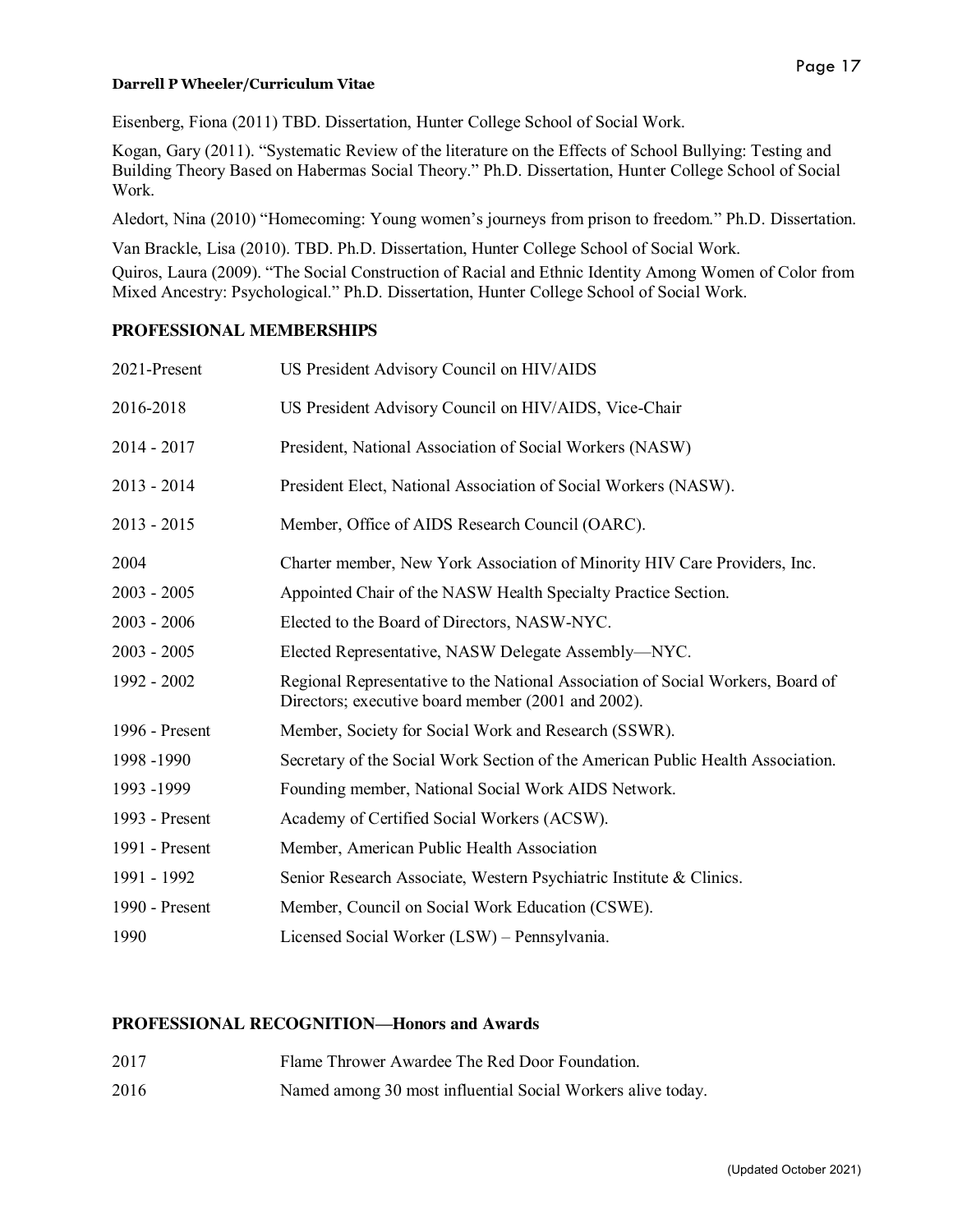Eisenberg, Fiona (2011) TBD. Dissertation, Hunter College School of Social Work.

Kogan, Gary (2011). "Systematic Review of the literature on the Effects of School Bullying: Testing and Building Theory Based on Habermas Social Theory." Ph.D. Dissertation, Hunter College School of Social Work.

Aledort, Nina (2010) "Homecoming: Young women's journeys from prison to freedom." Ph.D. Dissertation.

Van Brackle, Lisa (2010). TBD. Ph.D. Dissertation, Hunter College School of Social Work.

Quiros, Laura (2009). "The Social Construction of Racial and Ethnic Identity Among Women of Color from Mixed Ancestry: Psychological." Ph.D. Dissertation, Hunter College School of Social Work.

## PROFESSIONAL MEMBERSHIPS

| | |
|---|---|
| 2021-Present | US President Advisory Council on HIV/AIDS |
| 2016-2018 | US President Advisory Council on HIV/AIDS, Vice-Chair |
| 2014 - 2017 | President, National Association of Social Workers (NASW) |
| 2013 - 2014 | President Elect, National Association of Social Workers (NASW). |
| 2013 - 2015 | Member, Office of AIDS Research Council (OARC). |
| 2004 | Charter member, New York Association of Minority HIV Care Providers, Inc. |
| 2003 - 2005 | Appointed Chair of the NASW Health Specialty Practice Section. |
| 2003 - 2006 | Elected to the Board of Directors, NASW-NYC. |
| 2003 - 2005 | Elected Representative, NASW Delegate Assembly—NYC. |
| 1992 - 2002 | Regional Representative to the National Association of Social Workers, Board of Directors; executive board member (2001 and 2002). |
| 1996 - Present | Member, Society for Social Work and Research (SSWR). |
| 1998 -1990 | Secretary of the Social Work Section of the American Public Health Association. |
| 1993 -1999 | Founding member, National Social Work AIDS Network. |
| 1993 - Present | Academy of Certified Social Workers (ACSW). |
| 1991 - Present | Member, American Public Health Association |
| 1991 - 1992 | Senior Research Associate, Western Psychiatric Institute & Clinics. |
| 1990 - Present | Member, Council on Social Work Education (CSWE). |
| 1990 | Licensed Social Worker (LSW) – Pennsylvania. |

## PROFESSIONAL RECOGNITION—Honors and Awards

| | |
|---|---|
| 2017 | Flame Thrower Awardee The Red Door Foundation. |
| 2016 | Named among 30 most influential Social Workers alive today. |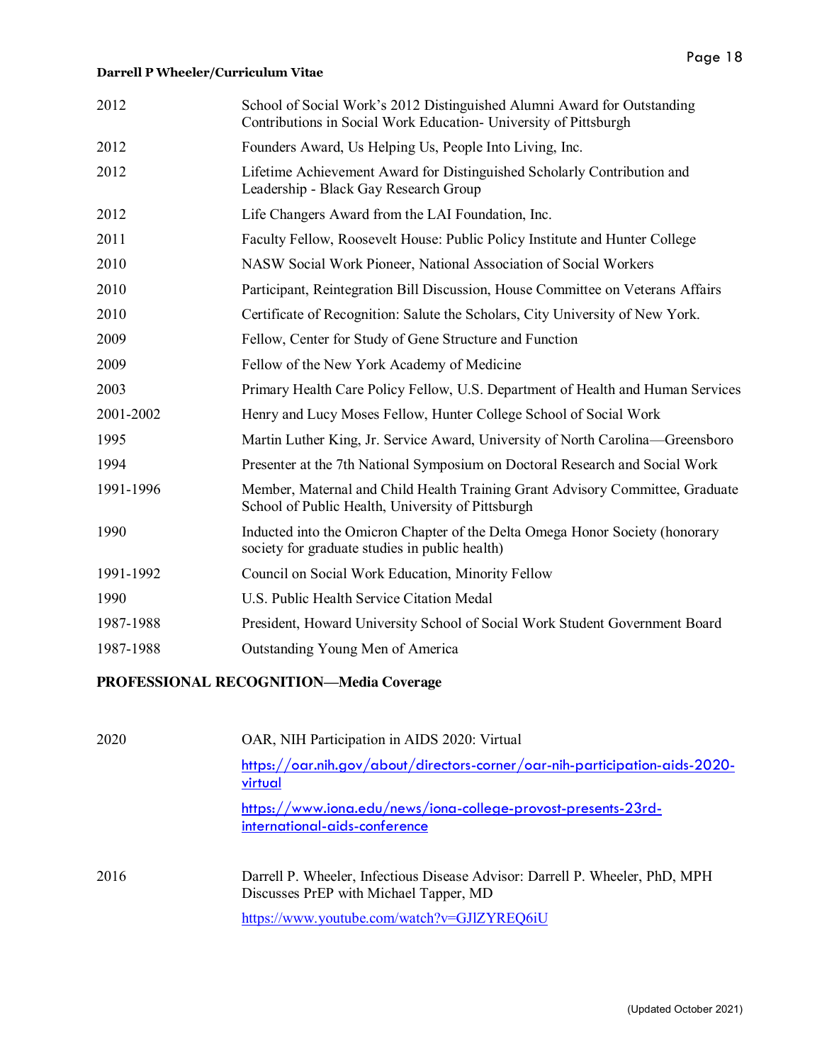| | |
|---|---|
| 2012 | School of Social Work's 2012 Distinguished Alumni Award for Outstanding Contributions in Social Work Education- University of Pittsburgh |
| 2012 | Founders Award, Us Helping Us, People Into Living, Inc. |
| 2012 | Lifetime Achievement Award for Distinguished Scholarly Contribution and Leadership - Black Gay Research Group |
| 2012 | Life Changers Award from the LAI Foundation, Inc. |
| 2011 | Faculty Fellow, Roosevelt House: Public Policy Institute and Hunter College |
| 2010 | NASW Social Work Pioneer, National Association of Social Workers |
| 2010 | Participant, Reintegration Bill Discussion, House Committee on Veterans Affairs |
| 2010 | Certificate of Recognition: Salute the Scholars, City University of New York. |
| 2009 | Fellow, Center for Study of Gene Structure and Function |
| 2009 | Fellow of the New York Academy of Medicine |
| 2003 | Primary Health Care Policy Fellow, U.S. Department of Health and Human Services |
| 2001-2002 | Henry and Lucy Moses Fellow, Hunter College School of Social Work |
| 1995 | Martin Luther King, Jr. Service Award, University of North Carolina—Greensboro |
| 1994 | Presenter at the 7th National Symposium on Doctoral Research and Social Work |
| 1991-1996 | Member, Maternal and Child Health Training Grant Advisory Committee, Graduate School of Public Health, University of Pittsburgh |
| 1990 | Inducted into the Omicron Chapter of the Delta Omega Honor Society (honorary society for graduate studies in public health) |
| 1991-1992 | Council on Social Work Education, Minority Fellow |
| 1990 | U.S. Public Health Service Citation Medal |
| 1987-1988 | President, Howard University School of Social Work Student Government Board |
| 1987-1988 | Outstanding Young Men of America |

**PROFESSIONAL RECOGNITION—Media Coverage**

| | |
|---|---|
| 2020 | OAR, NIH Participation in AIDS 2020: Virtual<br>https://oar.nih.gov/about/directors-corner/oar-nih-participation-aids-2020-virtual<br>https://www.iona.edu/news/iona-college-provost-presents-23rd-international-aids-conference |
| 2016 | Darrell P. Wheeler, Infectious Disease Advisor: Darrell P. Wheeler, PhD, MPH Discusses PrEP with Michael Tapper, MD<br>https://www.youtube.com/watch?v=GJlZYREQ6iU |

(Updated October 2021)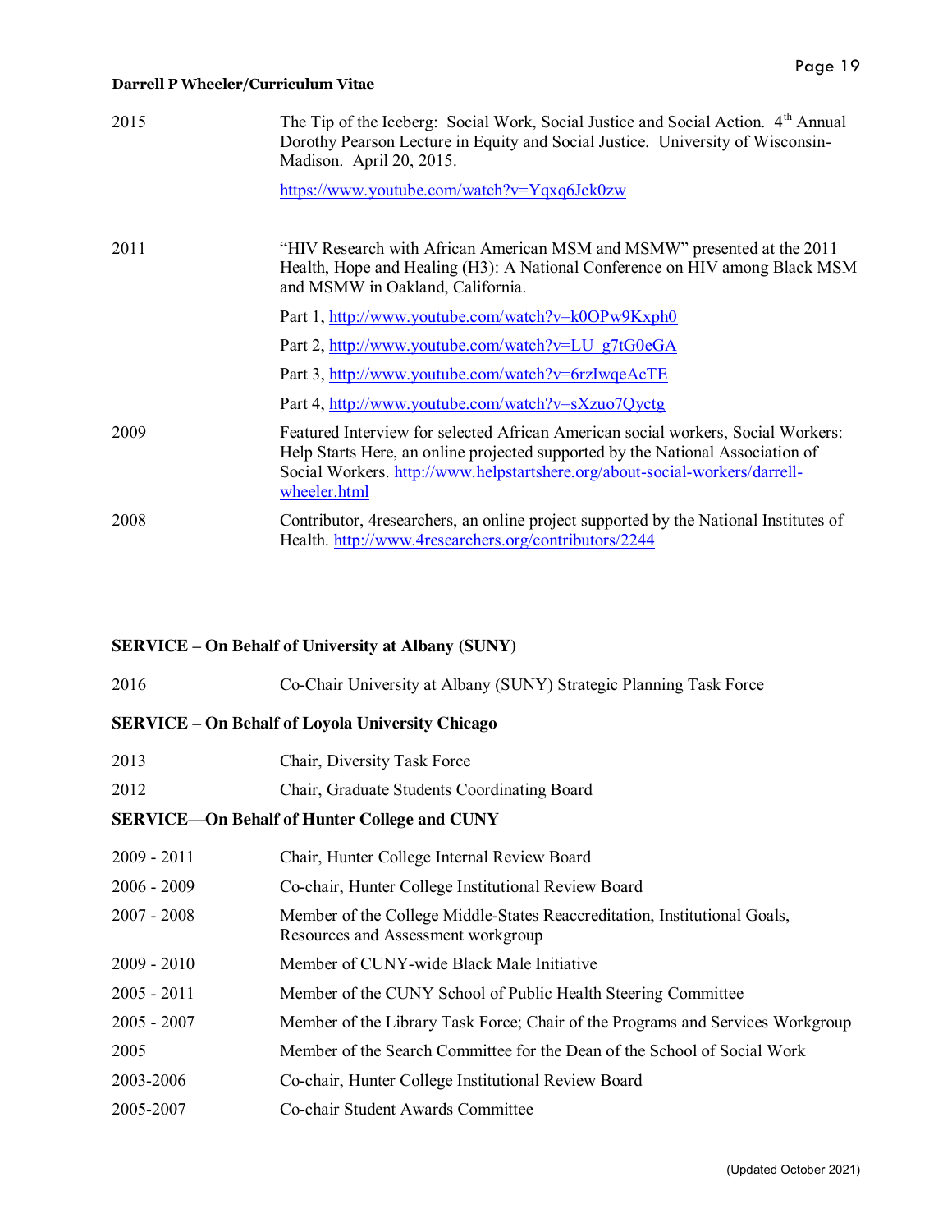| | |
|---|---|
| 2015 | The Tip of the Iceberg: Social Work, Social Justice and Social Action. 4th Annual Dorothy Pearson Lecture in Equity and Social Justice. University of Wisconsin-Madison. April 20, 2015. https://www.youtube.com/watch?v=Yqxq6Jck0zw |
| 2011 | "HIV Research with African American MSM and MSMW" presented at the 2011 Health, Hope and Healing (H3): A National Conference on HIV among Black MSM and MSMW in Oakland, California. Part 1, http://www.youtube.com/watch?v=k0OPw9Kxph0 Part 2, http://www.youtube.com/watch?v=LU_g7tG0eGA Part 3, http://www.youtube.com/watch?v=6rzIwqeAcTE Part 4, http://www.youtube.com/watch?v=sXzuo7Qyctg |
| 2009 | Featured Interview for selected African American social workers, Social Workers: Help Starts Here, an online projected supported by the National Association of Social Workers. http://www.helpstartshere.org/about-social-workers/darrell-wheeler.html |
| 2008 | Contributor, 4researchers, an online project supported by the National Institutes of Health. http://www.4researchers.org/contributors/2244 |

**SERVICE – On Behalf of University at Albany (SUNY)**

| | |
|---|---|
| 2016 | Co-Chair University at Albany (SUNY) Strategic Planning Task Force |

**SERVICE – On Behalf of Loyola University Chicago**

| | |
|---|---|
| 2013 | Chair, Diversity Task Force |
| 2012 | Chair, Graduate Students Coordinating Board |

**SERVICE—On Behalf of Hunter College and CUNY**

| | |
|---|---|
| 2009 - 2011 | Chair, Hunter College Internal Review Board |
| 2006 - 2009 | Co-chair, Hunter College Institutional Review Board |
| 2007 - 2008 | Member of the College Middle-States Reaccreditation, Institutional Goals, Resources and Assessment workgroup |
| 2009 - 2010 | Member of CUNY-wide Black Male Initiative |
| 2005 - 2011 | Member of the CUNY School of Public Health Steering Committee |
| 2005 - 2007 | Member of the Library Task Force; Chair of the Programs and Services Workgroup |
| 2005 | Member of the Search Committee for the Dean of the School of Social Work |
| 2003-2006 | Co-chair, Hunter College Institutional Review Board |
| 2005-2007 | Co-chair Student Awards Committee |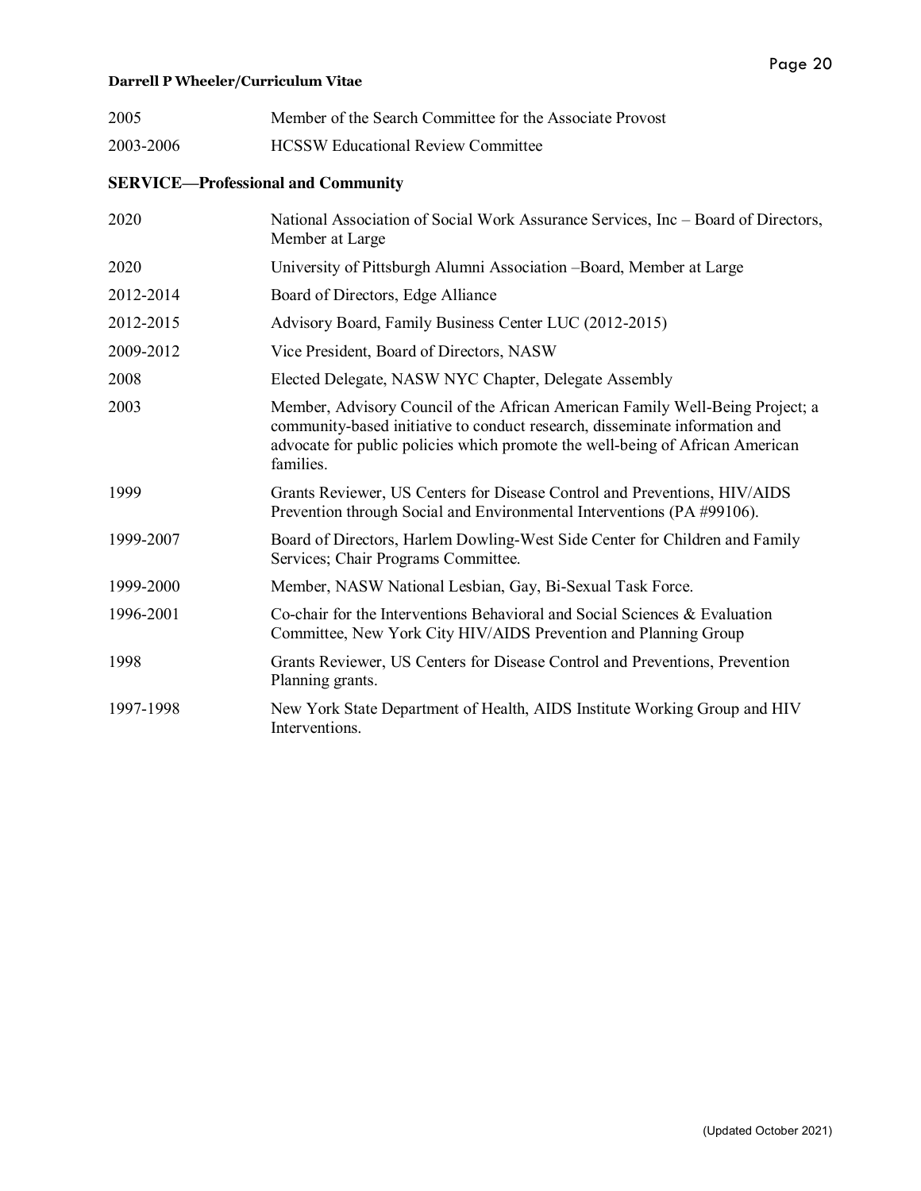| | |
|---|---|
| 2005 | Member of the Search Committee for the Associate Provost |
| 2003-2006 | HCSSW Educational Review Committee |

**SERVICE—Professional and Community**

| | |
|---|---|
| 2020 | National Association of Social Work Assurance Services, Inc – Board of Directors, Member at Large |
| 2020 | University of Pittsburgh Alumni Association –Board, Member at Large |
| 2012-2014 | Board of Directors, Edge Alliance |
| 2012-2015 | Advisory Board, Family Business Center LUC (2012-2015) |
| 2009-2012 | Vice President, Board of Directors, NASW |
| 2008 | Elected Delegate, NASW NYC Chapter, Delegate Assembly |
| 2003 | Member, Advisory Council of the African American Family Well-Being Project; a community-based initiative to conduct research, disseminate information and advocate for public policies which promote the well-being of African American families. |
| 1999 | Grants Reviewer, US Centers for Disease Control and Preventions, HIV/AIDS Prevention through Social and Environmental Interventions (PA #99106). |
| 1999-2007 | Board of Directors, Harlem Dowling-West Side Center for Children and Family Services; Chair Programs Committee. |
| 1999-2000 | Member, NASW National Lesbian, Gay, Bi-Sexual Task Force. |
| 1996-2001 | Co-chair for the Interventions Behavioral and Social Sciences & Evaluation Committee, New York City HIV/AIDS Prevention and Planning Group |
| 1998 | Grants Reviewer, US Centers for Disease Control and Preventions, Prevention Planning grants. |
| 1997-1998 | New York State Department of Health, AIDS Institute Working Group and HIV Interventions. |